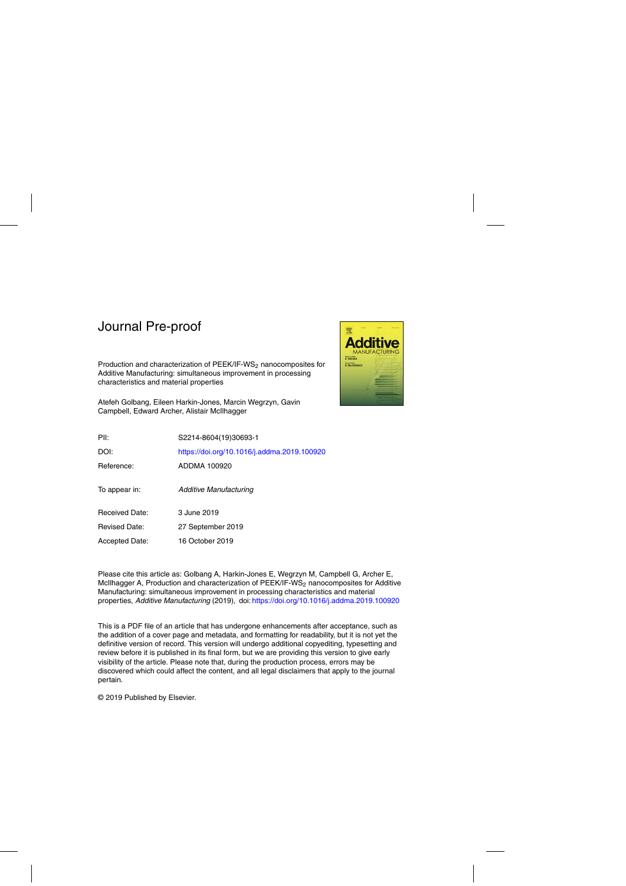# Journal Pre-proof

Production and characterization of PEEK/IF-$WS_2$ nanocomposites for Additive Manufacturing: simultaneous improvement in processing characteristics and material properties

Atefeh Golbang, Eileen Harkin-Jones, Marcin Wegrzyn, Gavin Campbell, Edward Archer, Alistair McIlhagger

| | |
|---|---|
| PII: | S2214-8604(19)30693-1 |
| DOI: | https://doi.org/10.1016/j.addma.2019.100920 |
| Reference: | ADDMA 100920 |
| To appear in: | *Additive Manufacturing* |
| Received Date: | 3 June 2019 |
| Revised Date: | 27 September 2019 |
| Accepted Date: | 16 October 2019 |

Please cite this article as: Golbang A, Harkin-Jones E, Wegrzyn M, Campbell G, Archer E, McIlhagger A, Production and characterization of PEEK/IF-$WS_2$ nanocomposites for Additive Manufacturing: simultaneous improvement in processing characteristics and material properties, *Additive Manufacturing* (2019), doi: https://doi.org/10.1016/j.addma.2019.100920

This is a PDF file of an article that has undergone enhancements after acceptance, such as the addition of a cover page and metadata, and formatting for readability, but it is not yet the definitive version of record. This version will undergo additional copyediting, typesetting and review before it is published in its final form, but we are providing this version to give early visibility of the article. Please note that, during the production process, errors may be discovered which could affect the content, and all legal disclaimers that apply to the journal pertain.

© 2019 Published by Elsevier.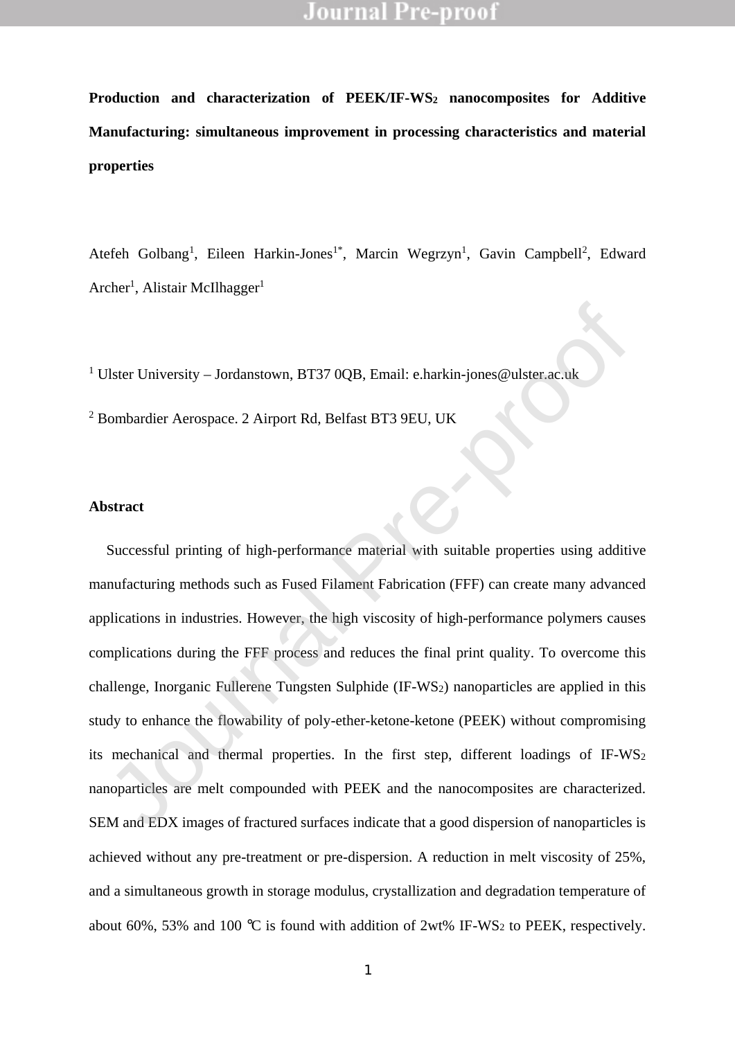**Production and characterization of PEEK/IF-$WS_2$ nanocomposites for Additive Manufacturing: simultaneous improvement in processing characteristics and material properties**

Atefeh Golbang[1], Eileen Harkin-Jones[1*], Marcin Wegrzyn[1], Gavin Campbell[2], Edward Archer[1], Alistair McIlhagger[1]

[1] Ulster University – Jordanstown, BT37 0QB, Email: e.harkin-jones@ulster.ac.uk

[2] Bombardier Aerospace. 2 Airport Rd, Belfast BT3 9EU, UK

## Abstract

Successful printing of high-performance material with suitable properties using additive manufacturing methods such as Fused Filament Fabrication (FFF) can create many advanced applications in industries. However, the high viscosity of high-performance polymers causes complications during the FFF process and reduces the final print quality. To overcome this challenge, Inorganic Fullerene Tungsten Sulphide (IF-$WS_2$) nanoparticles are applied in this study to enhance the flowability of poly-ether-ketone-ketone (PEEK) without compromising its mechanical and thermal properties. In the first step, different loadings of IF-$WS_2$ nanoparticles are melt compounded with PEEK and the nanocomposites are characterized. SEM and EDX images of fractured surfaces indicate that a good dispersion of nanoparticles is achieved without any pre-treatment or pre-dispersion. A reduction in melt viscosity of 25%, and a simultaneous growth in storage modulus, crystallization and degradation temperature of about 60%, 53% and 100 ℃ is found with addition of 2wt% IF-$WS_2$ to PEEK, respectively.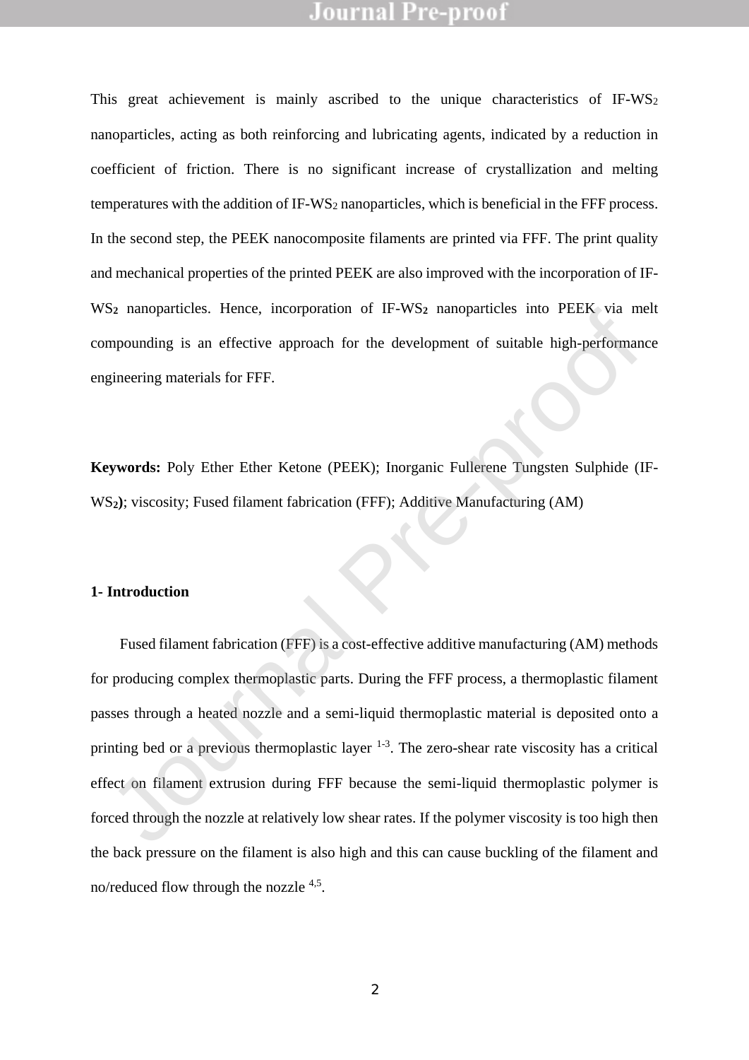This great achievement is mainly ascribed to the unique characteristics of IF-$WS_2$ nanoparticles, acting as both reinforcing and lubricating agents, indicated by a reduction in coefficient of friction. There is no significant increase of crystallization and melting temperatures with the addition of IF-$WS_2$ nanoparticles, which is beneficial in the FFF process. In the second step, the PEEK nanocomposite filaments are printed via FFF. The print quality and mechanical properties of the printed PEEK are also improved with the incorporation of IF-$WS_2$ nanoparticles. Hence, incorporation of IF-$WS_2$ nanoparticles into PEEK via melt compounding is an effective approach for the development of suitable high-performance engineering materials for FFF.

**Keywords:** Poly Ether Ether Ketone (PEEK); Inorganic Fullerene Tungsten Sulphide (IF-$WS_2$**)**; viscosity; Fused filament fabrication (FFF); Additive Manufacturing (AM)

**1- Introduction**

Fused filament fabrication (FFF) is a cost-effective additive manufacturing (AM) methods for producing complex thermoplastic parts. During the FFF process, a thermoplastic filament passes through a heated nozzle and a semi-liquid thermoplastic material is deposited onto a printing bed or a previous thermoplastic layer [1-3]. The zero-shear rate viscosity has a critical effect on filament extrusion during FFF because the semi-liquid thermoplastic polymer is forced through the nozzle at relatively low shear rates. If the polymer viscosity is too high then the back pressure on the filament is also high and this can cause buckling of the filament and no/reduced flow through the nozzle [4,5].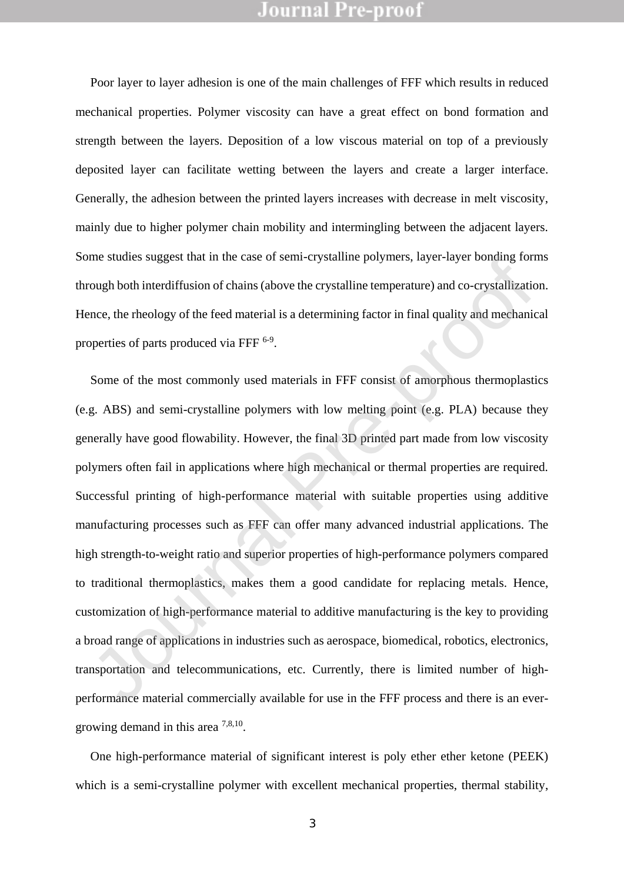Poor layer to layer adhesion is one of the main challenges of FFF which results in reduced mechanical properties. Polymer viscosity can have a great effect on bond formation and strength between the layers. Deposition of a low viscous material on top of a previously deposited layer can facilitate wetting between the layers and create a larger interface. Generally, the adhesion between the printed layers increases with decrease in melt viscosity, mainly due to higher polymer chain mobility and intermingling between the adjacent layers. Some studies suggest that in the case of semi-crystalline polymers, layer-layer bonding forms through both interdiffusion of chains (above the crystalline temperature) and co-crystallization. Hence, the rheology of the feed material is a determining factor in final quality and mechanical properties of parts produced via FFF [6-9].

Some of the most commonly used materials in FFF consist of amorphous thermoplastics (e.g. ABS) and semi-crystalline polymers with low melting point (e.g. PLA) because they generally have good flowability. However, the final 3D printed part made from low viscosity polymers often fail in applications where high mechanical or thermal properties are required. Successful printing of high-performance material with suitable properties using additive manufacturing processes such as FFF can offer many advanced industrial applications. The high strength-to-weight ratio and superior properties of high-performance polymers compared to traditional thermoplastics, makes them a good candidate for replacing metals. Hence, customization of high-performance material to additive manufacturing is the key to providing a broad range of applications in industries such as aerospace, biomedical, robotics, electronics, transportation and telecommunications, etc. Currently, there is limited number of high-performance material commercially available for use in the FFF process and there is an ever-growing demand in this area [7,8,10].

One high-performance material of significant interest is poly ether ether ketone (PEEK) which is a semi-crystalline polymer with excellent mechanical properties, thermal stability,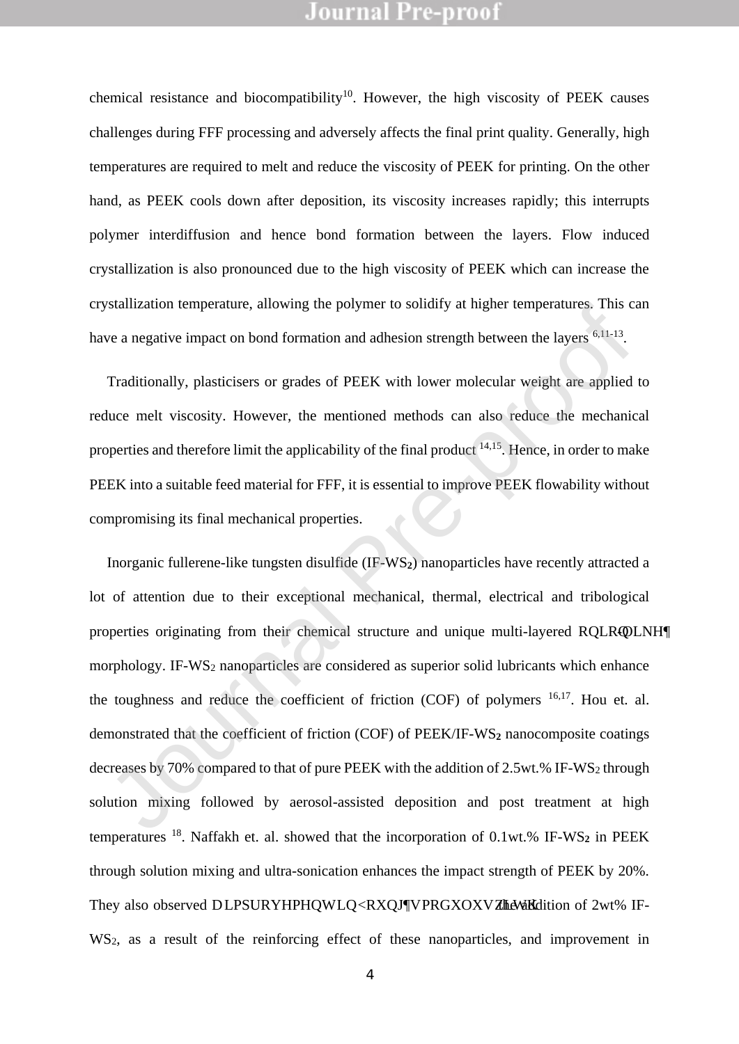chemical resistance and biocompatibility[10]. However, the high viscosity of PEEK causes challenges during FFF processing and adversely affects the final print quality. Generally, high temperatures are required to melt and reduce the viscosity of PEEK for printing. On the other hand, as PEEK cools down after deposition, its viscosity increases rapidly; this interrupts polymer interdiffusion and hence bond formation between the layers. Flow induced crystallization is also pronounced due to the high viscosity of PEEK which can increase the crystallization temperature, allowing the polymer to solidify at higher temperatures. This can have a negative impact on bond formation and adhesion strength between the layers [6,11-13].

Traditionally, plasticisers or grades of PEEK with lower molecular weight are applied to reduce melt viscosity. However, the mentioned methods can also reduce the mechanical properties and therefore limit the applicability of the final product [14,15]. Hence, in order to make PEEK into a suitable feed material for FFF, it is essential to improve PEEK flowability without compromising its final mechanical properties.

Inorganic fullerene-like tungsten disulfide (IF-$WS_2$) nanoparticles have recently attracted a lot of attention due to their exceptional mechanical, thermal, electrical and tribological properties originating from their chemical structure and unique multi-layered RQLRQLNH¶ morphology. IF-$WS_2$ nanoparticles are considered as superior solid lubricants which enhance the toughness and reduce the coefficient of friction (COF) of polymers [16,17]. Hou et. al. demonstrated that the coefficient of friction (COF) of PEEK/IF-$WS_2$ nanocomposite coatings decreases by 70% compared to that of pure PEEK with the addition of 2.5wt.% IF-$WS_2$ through solution mixing followed by aerosol-assisted deposition and post treatment at high temperatures [18]. Naffakh et. al. showed that the incorporation of 0.1wt.% IF-$WS_2$ in PEEK through solution mixing and ultra-sonication enhances the impact strength of PEEK by 20%. They also observed DLPSURYHPHQWLQ<RXQJ¶VPRGXOXVZLWK the addition of 2wt% IF-$WS_2$, as a result of the reinforcing effect of these nanoparticles, and improvement in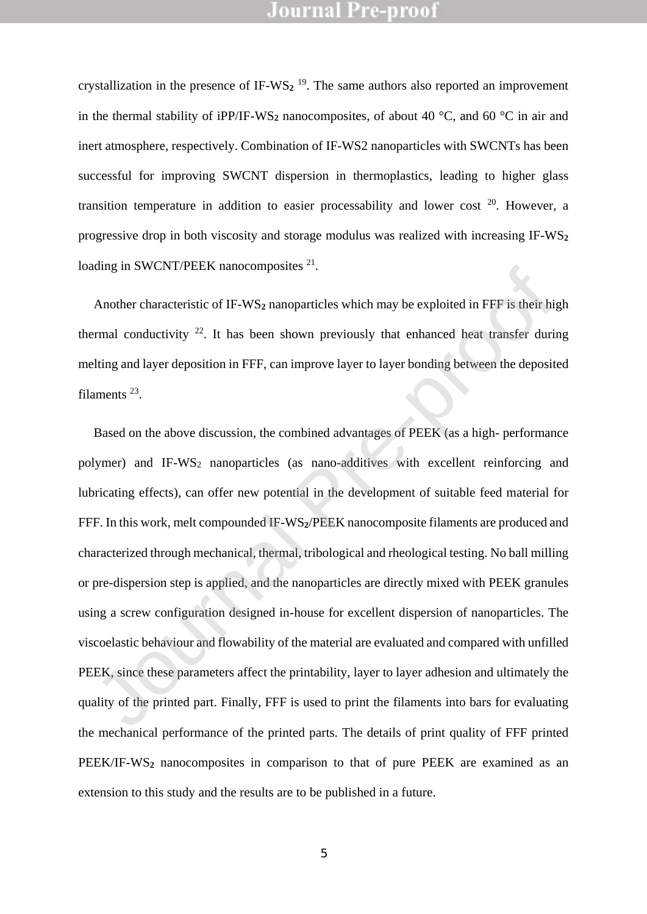crystallization in the presence of IF-$WS_2$ [19]. The same authors also reported an improvement in the thermal stability of iPP/IF-$WS_2$ nanocomposites, of about 40 °C, and 60 °C in air and inert atmosphere, respectively. Combination of IF-WS2 nanoparticles with SWCNTs has been successful for improving SWCNT dispersion in thermoplastics, leading to higher glass transition temperature in addition to easier processability and lower cost [20]. However, a progressive drop in both viscosity and storage modulus was realized with increasing IF-$WS_2$ loading in SWCNT/PEEK nanocomposites [21].

Another characteristic of IF-$WS_2$ nanoparticles which may be exploited in FFF is their high thermal conductivity [22]. It has been shown previously that enhanced heat transfer during melting and layer deposition in FFF, can improve layer to layer bonding between the deposited filaments [23].

Based on the above discussion, the combined advantages of PEEK (as a high- performance polymer) and IF-$WS_2$ nanoparticles (as nano-additives with excellent reinforcing and lubricating effects), can offer new potential in the development of suitable feed material for FFF. In this work, melt compounded IF-$WS_2$/PEEK nanocomposite filaments are produced and characterized through mechanical, thermal, tribological and rheological testing. No ball milling or pre-dispersion step is applied, and the nanoparticles are directly mixed with PEEK granules using a screw configuration designed in-house for excellent dispersion of nanoparticles. The viscoelastic behaviour and flowability of the material are evaluated and compared with unfilled PEEK, since these parameters affect the printability, layer to layer adhesion and ultimately the quality of the printed part. Finally, FFF is used to print the filaments into bars for evaluating the mechanical performance of the printed parts. The details of print quality of FFF printed PEEK/IF-$WS_2$ nanocomposites in comparison to that of pure PEEK are examined as an extension to this study and the results are to be published in a future.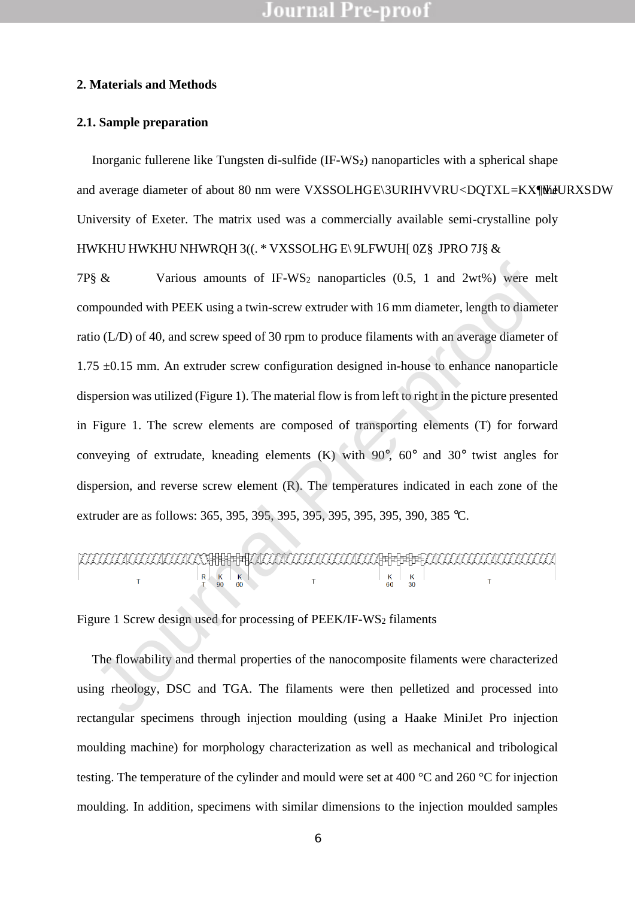## 2. Materials and Methods

### 2.1. Sample preparation

Inorganic fullerene like Tungsten di-sulfide (IF-$WS_2$) nanoparticles with a spherical shape and average diameter of about 80 nm were VXSSOLHGE\3URIHVVRU<DQTXL=KX¶VJURXSDW the University of Exeter. The matrix used was a commercially available semi-crystalline poly HWKHU HWKHU NHWRQH 3((. * VXSSOLHG E\ 9LFWUH[ 0Z§ JPRO 7J§ & 7P§ & Various amounts of IF-$WS_2$ nanoparticles (0.5, 1 and 2wt%) were melt compounded with PEEK using a twin-screw extruder with 16 mm diameter, length to diameter ratio (L/D) of 40, and screw speed of 30 rpm to produce filaments with an average diameter of 1.75 ±0.15 mm. An extruder screw configuration designed in-house to enhance nanoparticle dispersion was utilized (Figure 1). The material flow is from left to right in the picture presented in Figure 1. The screw elements are composed of transporting elements (T) for forward conveying of extrudate, kneading elements (K) with 90°, 60° and 30° twist angles for dispersion, and reverse screw element (R). The temperatures indicated in each zone of the extruder are as follows: 365, 395, 395, 395, 395, 395, 395, 395, 390, 385 ℃.

Figure 1 Screw design used for processing of PEEK/IF-$WS_2$ filaments

The flowability and thermal properties of the nanocomposite filaments were characterized using rheology, DSC and TGA. The filaments were then pelletized and processed into rectangular specimens through injection moulding (using a Haake MiniJet Pro injection moulding machine) for morphology characterization as well as mechanical and tribological testing. The temperature of the cylinder and mould were set at 400 °C and 260 °C for injection moulding. In addition, specimens with similar dimensions to the injection moulded samples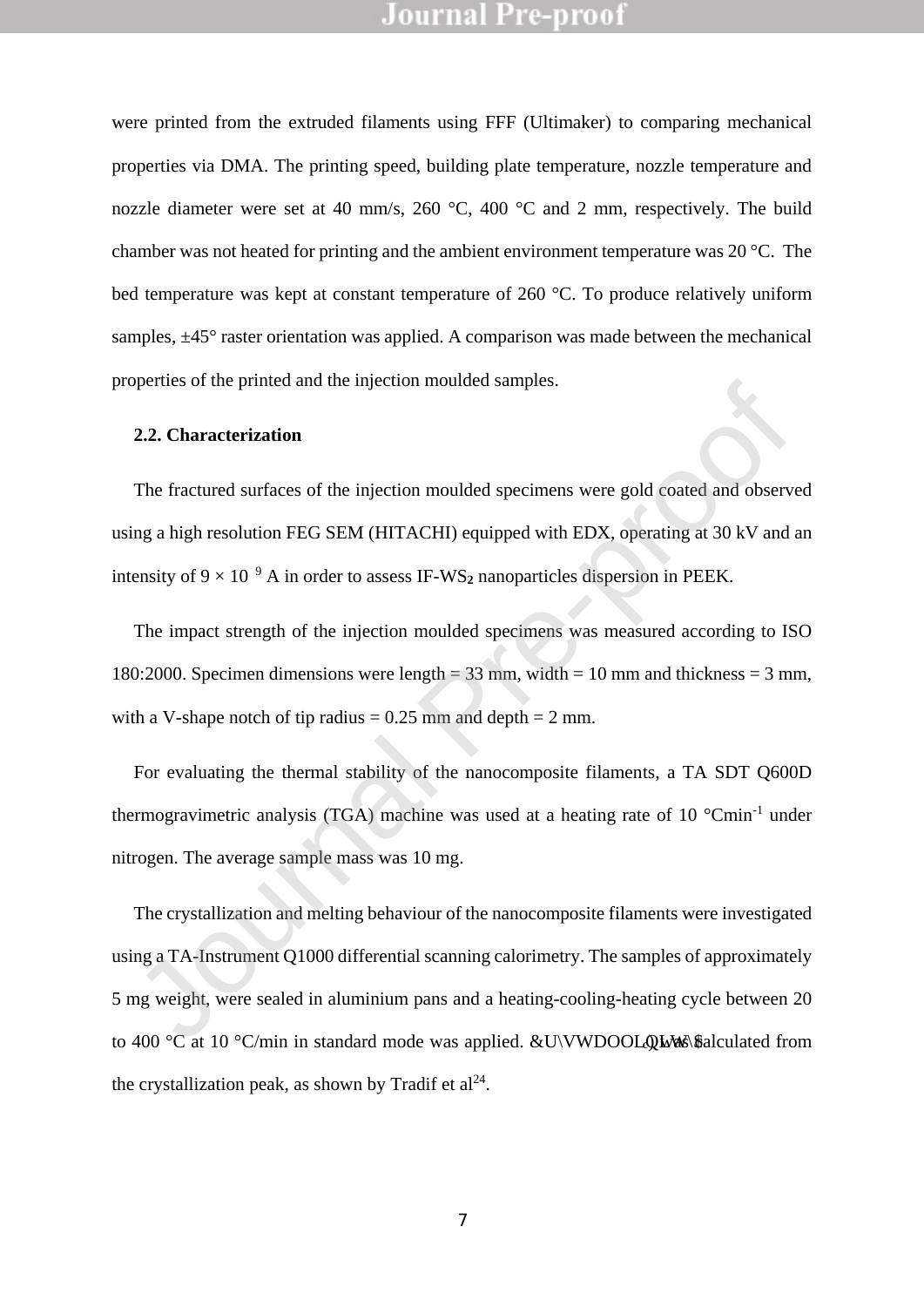were printed from the extruded filaments using FFF (Ultimaker) to comparing mechanical properties via DMA. The printing speed, building plate temperature, nozzle temperature and nozzle diameter were set at 40 mm/s, 260 °C, 400 °C and 2 mm, respectively. The build chamber was not heated for printing and the ambient environment temperature was 20 °C. The bed temperature was kept at constant temperature of 260 °C. To produce relatively uniform samples, ±45° raster orientation was applied. A comparison was made between the mechanical properties of the printed and the injection moulded samples.

## 2.2. Characterization

The fractured surfaces of the injection moulded specimens were gold coated and observed using a high resolution FEG SEM (HITACHI) equipped with EDX, operating at 30 kV and an intensity of $9 \times 10^{-9}$ A in order to assess IF-$WS_2$ nanoparticles dispersion in PEEK.

The impact strength of the injection moulded specimens was measured according to ISO 180:2000. Specimen dimensions were length = 33 mm, width = 10 mm and thickness = 3 mm, with a V-shape notch of tip radius = 0.25 mm and depth = 2 mm.

For evaluating the thermal stability of the nanocomposite filaments, a TA SDT Q600D thermogravimetric analysis (TGA) machine was used at a heating rate of 10 °Cmin$^{-1}$ under nitrogen. The average sample mass was 10 mg.

The crystallization and melting behaviour of the nanocomposite filaments were investigated using a TA-Instrument Q1000 differential scanning calorimetry. The samples of approximately 5 mg weight, were sealed in aluminium pans and a heating-cooling-heating cycle between 20 to 400 °C at 10 °C/min in standard mode was applied. &U\VWDOOLQLW\ was calculated from the crystallization peak, as shown by Tradif et al[24].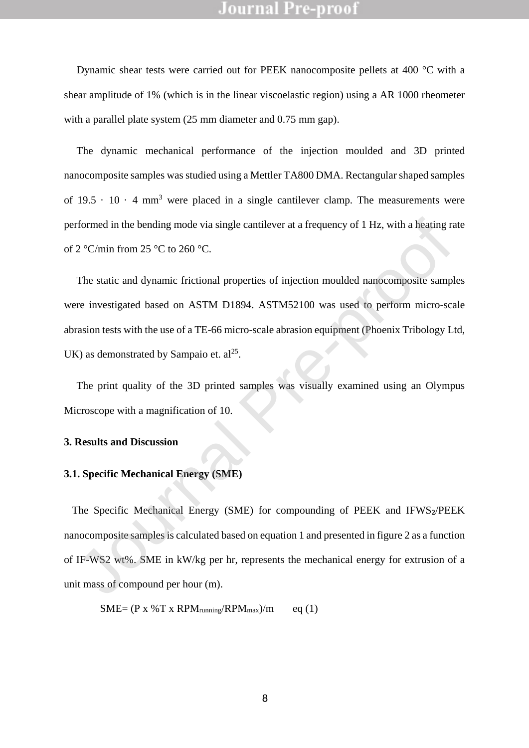Dynamic shear tests were carried out for PEEK nanocomposite pellets at 400 °C with a shear amplitude of 1% (which is in the linear viscoelastic region) using a AR 1000 rheometer with a parallel plate system (25 mm diameter and 0.75 mm gap).

The dynamic mechanical performance of the injection moulded and 3D printed nanocomposite samples was studied using a Mettler TA800 DMA. Rectangular shaped samples of 19.5 · 10 · 4 $mm^3$ were placed in a single cantilever clamp. The measurements were performed in the bending mode via single cantilever at a frequency of 1 Hz, with a heating rate of 2 °C/min from 25 °C to 260 °C.

The static and dynamic frictional properties of injection moulded nanocomposite samples were investigated based on ASTM D1894. ASTM52100 was used to perform micro-scale abrasion tests with the use of a TE-66 micro-scale abrasion equipment (Phoenix Tribology Ltd, UK) as demonstrated by Sampaio et. al[25].

The print quality of the 3D printed samples was visually examined using an Olympus Microscope with a magnification of 10.

## 3. Results and Discussion

### 3.1. Specific Mechanical Energy (SME)

The Specific Mechanical Energy (SME) for compounding of PEEK and $IFWS_2$/PEEK nanocomposite samples is calculated based on equation 1 and presented in figure 2 as a function of IF-WS2 wt%. SME in kW/kg per hr, represents the mechanical energy for extrusion of a unit mass of compound per hour (m).

$$SME = (P \times \%T \times RPM_{running}/RPM_{max})/m \qquad \text{eq (1)}$$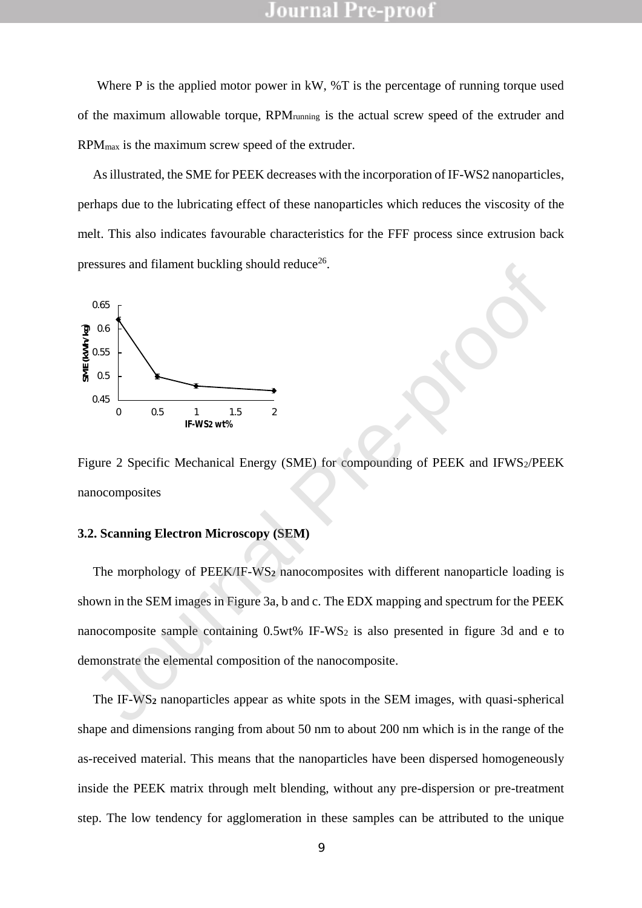Where P is the applied motor power in kW, %T is the percentage of running torque used of the maximum allowable torque, $RPM_{running}$ is the actual screw speed of the extruder and $RPM_{max}$ is the maximum screw speed of the extruder.

As illustrated, the SME for PEEK decreases with the incorporation of IF-WS2 nanoparticles, perhaps due to the lubricating effect of these nanoparticles which reduces the viscosity of the melt. This also indicates favourable characteristics for the FFF process since extrusion back pressures and filament buckling should reduce[26].

Figure 2 Specific Mechanical Energy (SME) for compounding of PEEK and $IFWS_2$/PEEK nanocomposites

### 3.2. Scanning Electron Microscopy (SEM)

The morphology of PEEK/IF-$WS_2$ nanocomposites with different nanoparticle loading is shown in the SEM images in Figure 3a, b and c. The EDX mapping and spectrum for the PEEK nanocomposite sample containing 0.5wt% IF-$WS_2$ is also presented in figure 3d and e to demonstrate the elemental composition of the nanocomposite.

The IF-$WS_2$ nanoparticles appear as white spots in the SEM images, with quasi-spherical shape and dimensions ranging from about 50 nm to about 200 nm which is in the range of the as-received material. This means that the nanoparticles have been dispersed homogeneously inside the PEEK matrix through melt blending, without any pre-dispersion or pre-treatment step. The low tendency for agglomeration in these samples can be attributed to the unique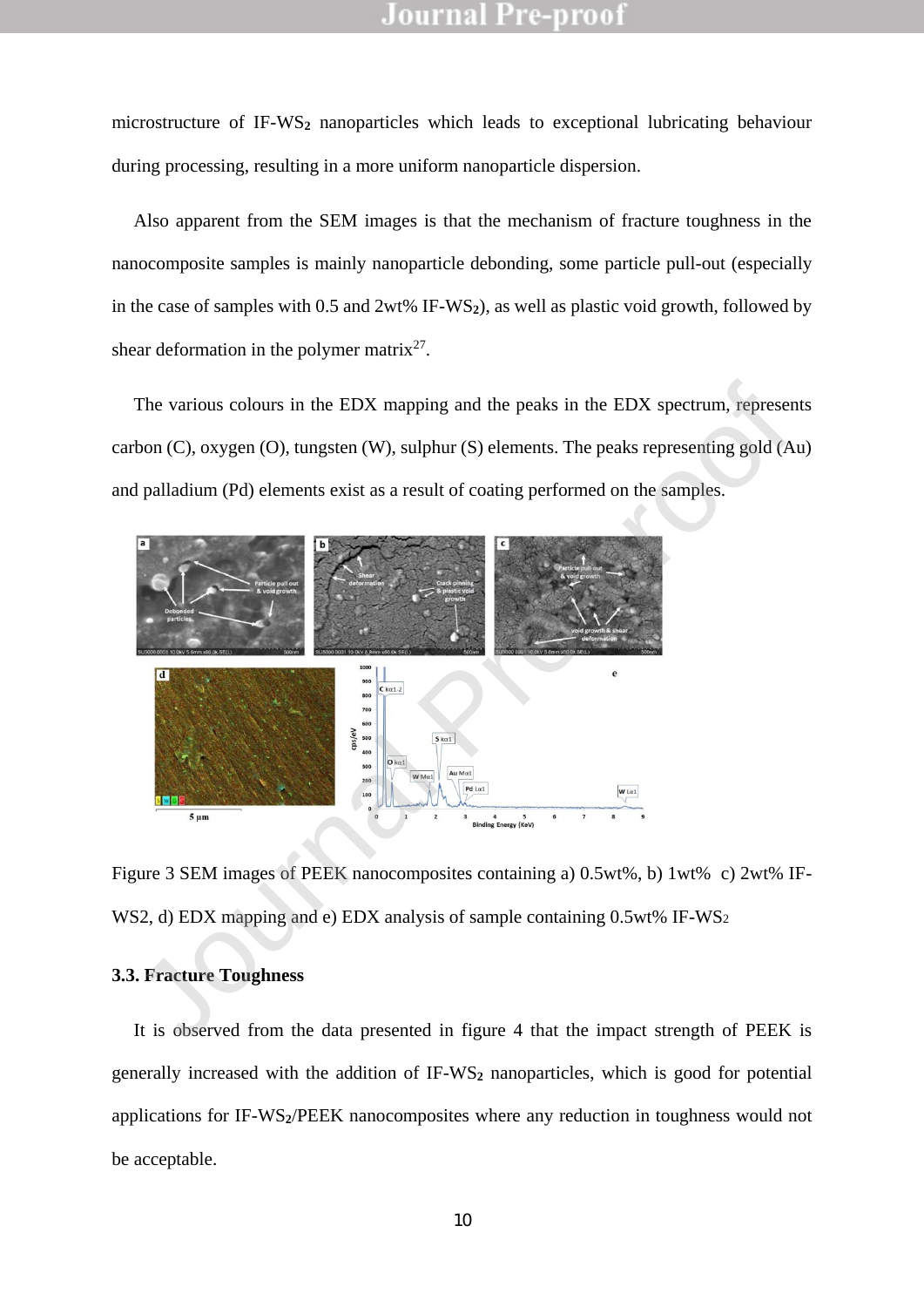microstructure of IF-$WS_2$ nanoparticles which leads to exceptional lubricating behaviour during processing, resulting in a more uniform nanoparticle dispersion.

Also apparent from the SEM images is that the mechanism of fracture toughness in the nanocomposite samples is mainly nanoparticle debonding, some particle pull-out (especially in the case of samples with 0.5 and 2wt% IF-$WS_2$), as well as plastic void growth, followed by shear deformation in the polymer matrix[27].

The various colours in the EDX mapping and the peaks in the EDX spectrum, represents carbon (C), oxygen (O), tungsten (W), sulphur (S) elements. The peaks representing gold (Au) and palladium (Pd) elements exist as a result of coating performed on the samples.

Figure 3 SEM images of PEEK nanocomposites containing a) 0.5wt%, b) 1wt% c) 2wt% IF-WS2, d) EDX mapping and e) EDX analysis of sample containing 0.5wt% IF-$WS_2$

### 3.3. Fracture Toughness

It is observed from the data presented in figure 4 that the impact strength of PEEK is generally increased with the addition of IF-$WS_2$ nanoparticles, which is good for potential applications for IF-$WS_2$/PEEK nanocomposites where any reduction in toughness would not be acceptable.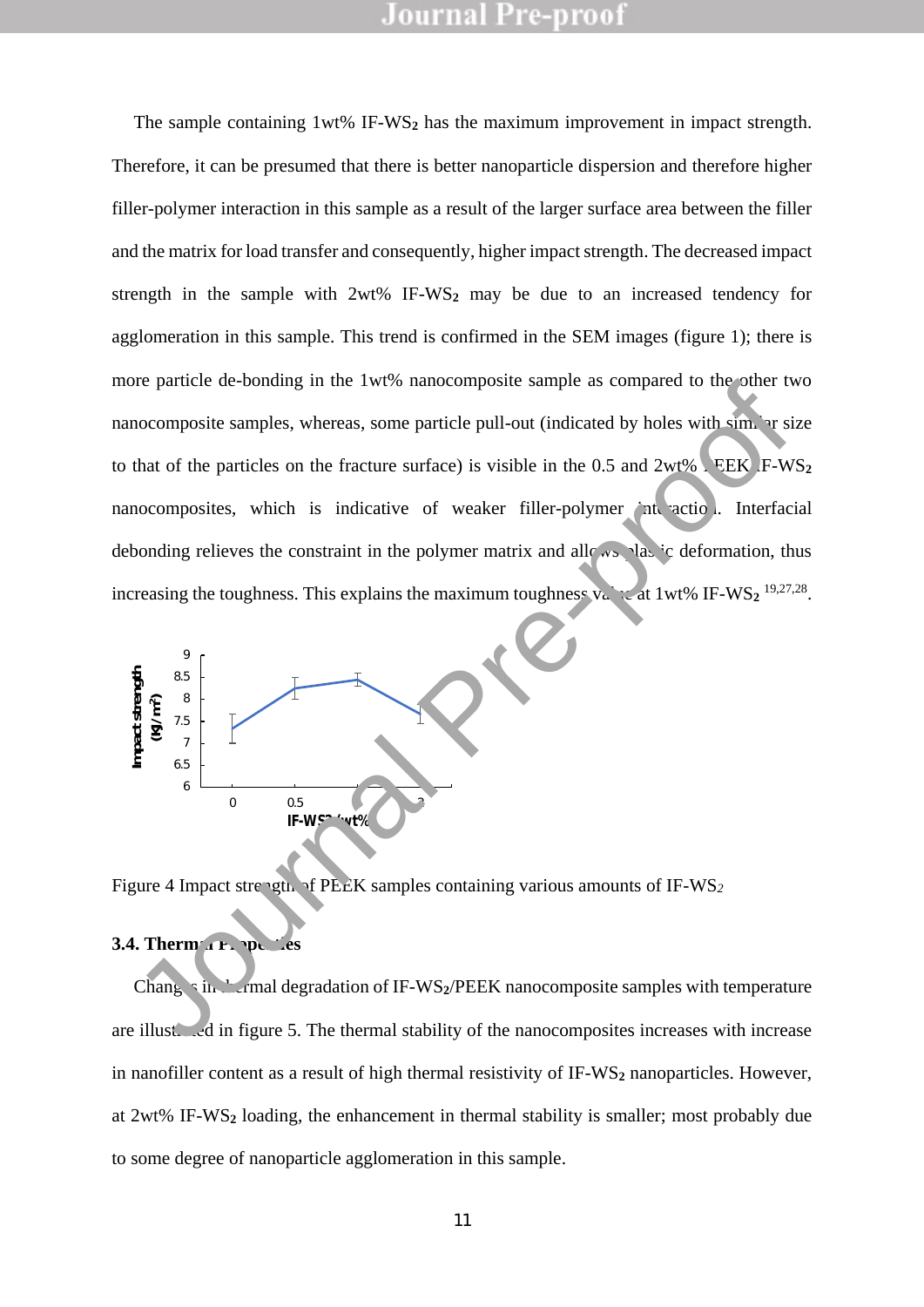The sample containing 1wt% IF-$WS_2$ has the maximum improvement in impact strength. Therefore, it can be presumed that there is better nanoparticle dispersion and therefore higher filler-polymer interaction in this sample as a result of the larger surface area between the filler and the matrix for load transfer and consequently, higher impact strength. The decreased impact strength in the sample with 2wt% IF-$WS_2$ may be due to an increased tendency for agglomeration in this sample. This trend is confirmed in the SEM images (figure 1); there is more particle de-bonding in the 1wt% nanocomposite sample as compared to the other two nanocomposite samples, whereas, some particle pull-out (indicated by holes with similar size to that of the particles on the fracture surface) is visible in the 0.5 and 2wt% PEEK IF-$WS_2$ nanocomposites, which is indicative of weaker filler-polymer interaction. Interfacial debonding relieves the constraint in the polymer matrix and allows plastic deformation, thus increasing the toughness. This explains the maximum toughness value at 1wt% IF-$WS_2$ [19,27,28].

Figure 4 Impact strength of PEEK samples containing various amounts of IF-$WS_2$

### 3.4. Thermal Properties

Changes in thermal degradation of IF-$WS_2$/PEEK nanocomposite samples with temperature are illustrated in figure 5. The thermal stability of the nanocomposites increases with increase in nanofiller content as a result of high thermal resistivity of IF-$WS_2$ nanoparticles. However, at 2wt% IF-$WS_2$ loading, the enhancement in thermal stability is smaller; most probably due to some degree of nanoparticle agglomeration in this sample.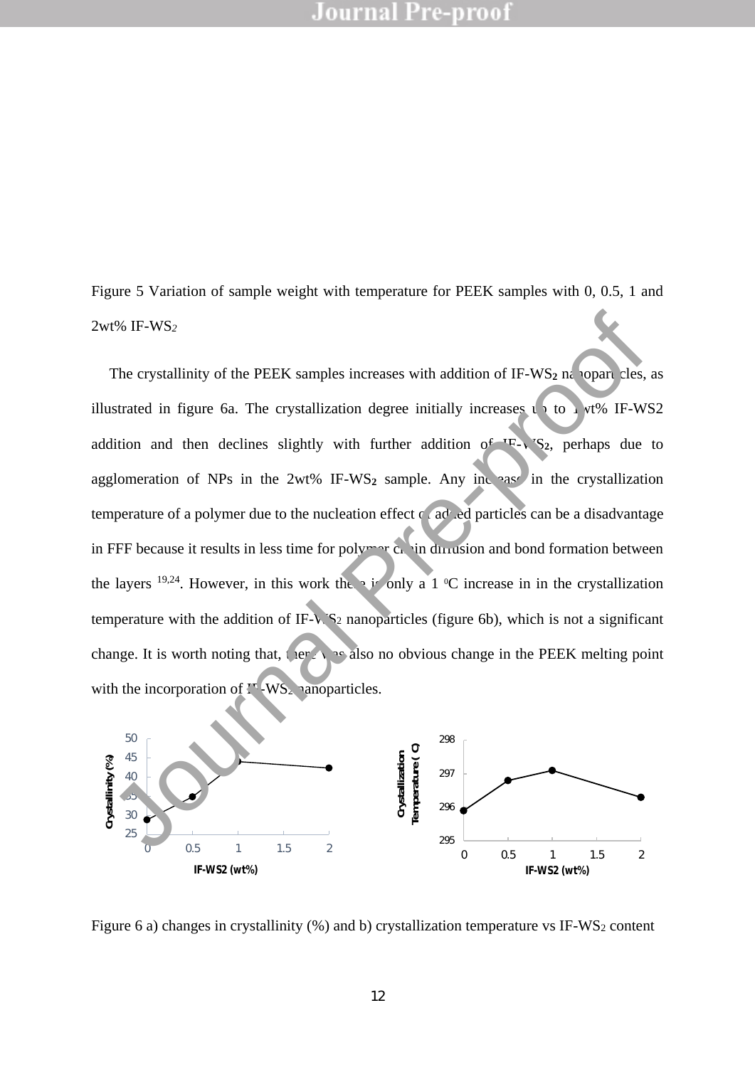Figure 5 Variation of sample weight with temperature for PEEK samples with 0, 0.5, 1 and 2wt% IF-$WS_2$

The crystallinity of the PEEK samples increases with addition of IF-$WS_2$ nanoparticles, as illustrated in figure 6a. The crystallization degree initially increases up to 1 wt% IF-WS2 addition and then declines slightly with further addition of IF-$WS_2$, perhaps due to agglomeration of NPs in the 2wt% IF-$WS_2$ sample. Any increase in the crystallization temperature of a polymer due to the nucleation effect of added particles can be a disadvantage in FFF because it results in less time for polymer chain diffusion and bond formation between the layers [19,24]. However, in this work there is only a 1 $^0$C increase in in the crystallization temperature with the addition of IF-$WS_2$ nanoparticles (figure 6b), which is not a significant change. It is worth noting that, there was also no obvious change in the PEEK melting point with the incorporation of IF-$WS_2$ nanoparticles.

Figure 6 a) changes in crystallinity (%) and b) crystallization temperature vs IF-$WS_2$ content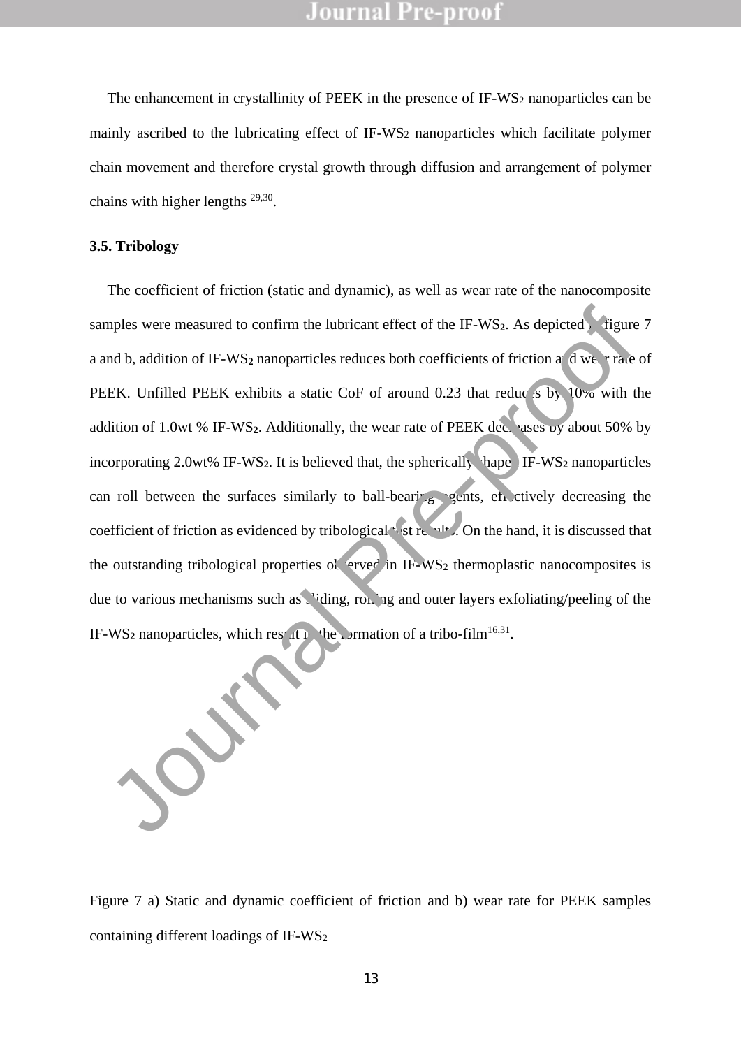The enhancement in crystallinity of PEEK in the presence of IF-$WS_2$ nanoparticles can be mainly ascribed to the lubricating effect of IF-$WS_2$ nanoparticles which facilitate polymer chain movement and therefore crystal growth through diffusion and arrangement of polymer chains with higher lengths [29,30].

### 3.5. Tribology

The coefficient of friction (static and dynamic), as well as wear rate of the nanocomposite samples were measured to confirm the lubricant effect of the IF-$WS_2$. As depicted in figure 7 a and b, addition of IF-$WS_2$ nanoparticles reduces both coefficients of friction and wear rate of PEEK. Unfilled PEEK exhibits a static CoF of around 0.23 that reduces by 10% with the addition of 1.0wt % IF-$WS_2$. Additionally, the wear rate of PEEK decreases by about 50% by incorporating 2.0wt% IF-$WS_2$. It is believed that, the spherically shaped IF-$WS_2$ nanoparticles can roll between the surfaces similarly to ball-bearing agents, effectively decreasing the coefficient of friction as evidenced by tribological test results. On the hand, it is discussed that the outstanding tribological properties observed in IF-$WS_2$ thermoplastic nanocomposites is due to various mechanisms such as sliding, rolling and outer layers exfoliating/peeling of the IF-$WS_2$ nanoparticles, which result in the formation of a tribo-film[16,31].

Figure 7 a) Static and dynamic coefficient of friction and b) wear rate for PEEK samples containing different loadings of IF-$WS_2$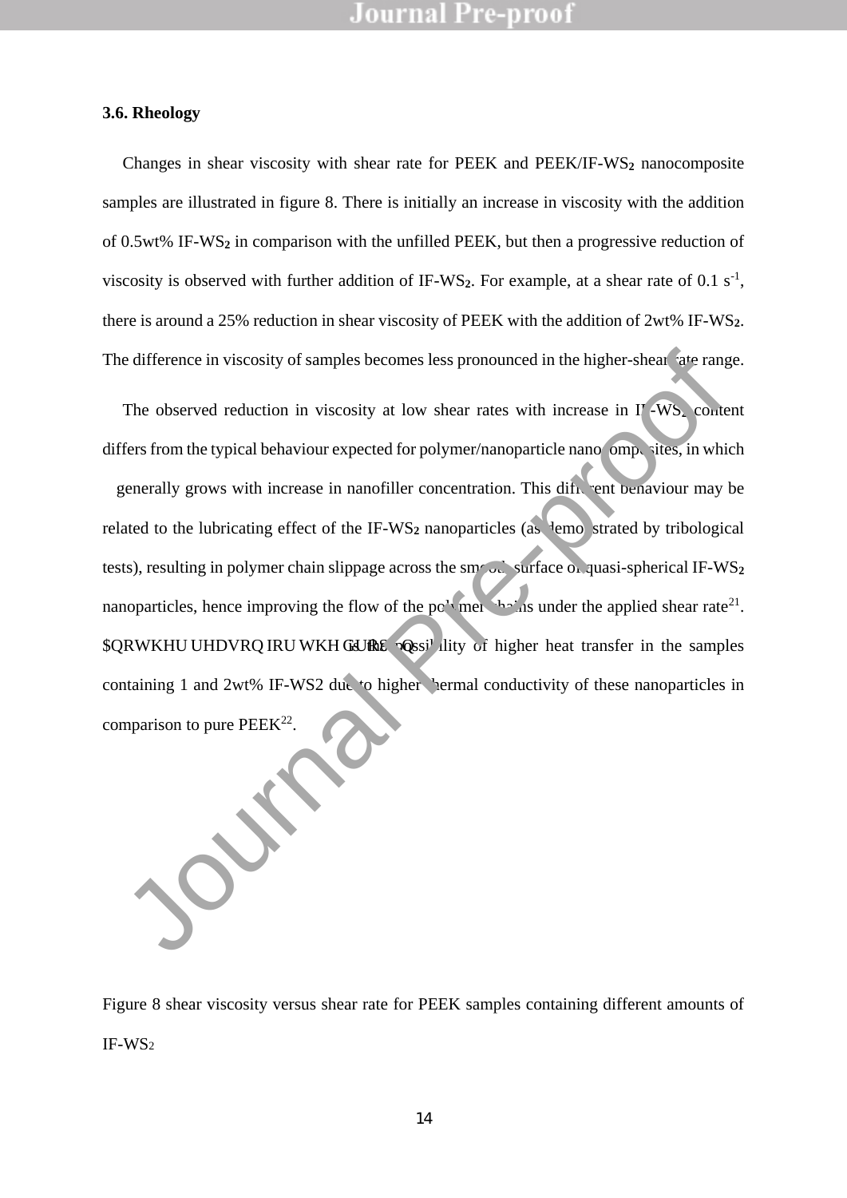### 3.6. Rheology

Changes in shear viscosity with shear rate for PEEK and PEEK/IF-$WS_2$ nanocomposite samples are illustrated in figure 8. There is initially an increase in viscosity with the addition of 0.5wt% IF-$WS_2$ in comparison with the unfilled PEEK, but then a progressive reduction of viscosity is observed with further addition of IF-$WS_2$. For example, at a shear rate of 0.1 $s^{-1}$, there is around a 25% reduction in shear viscosity of PEEK with the addition of 2wt% IF-$WS_2$. The difference in viscosity of samples becomes less pronounced in the higher-shear rate range.

The observed reduction in viscosity at low shear rates with increase in IF-$WS_2$ content differs from the typical behaviour expected for polymer/nanoparticle nanocomposites, in which generally grows with increase in nanofiller concentration. This different behaviour may be related to the lubricating effect of the IF-$WS_2$ nanoparticles (as demonstrated by tribological tests), resulting in polymer chain slippage across the smooth surface of quasi-spherical IF-$WS_2$ nanoparticles, hence improving the flow of the polymer chains under the applied shear rate[21]. Another reason for the order is the possibility of higher heat transfer in the samples containing 1 and 2wt% IF-WS2 due to higher thermal conductivity of these nanoparticles in comparison to pure PEEK[22].

Figure 8 shear viscosity versus shear rate for PEEK samples containing different amounts of IF-$WS_2$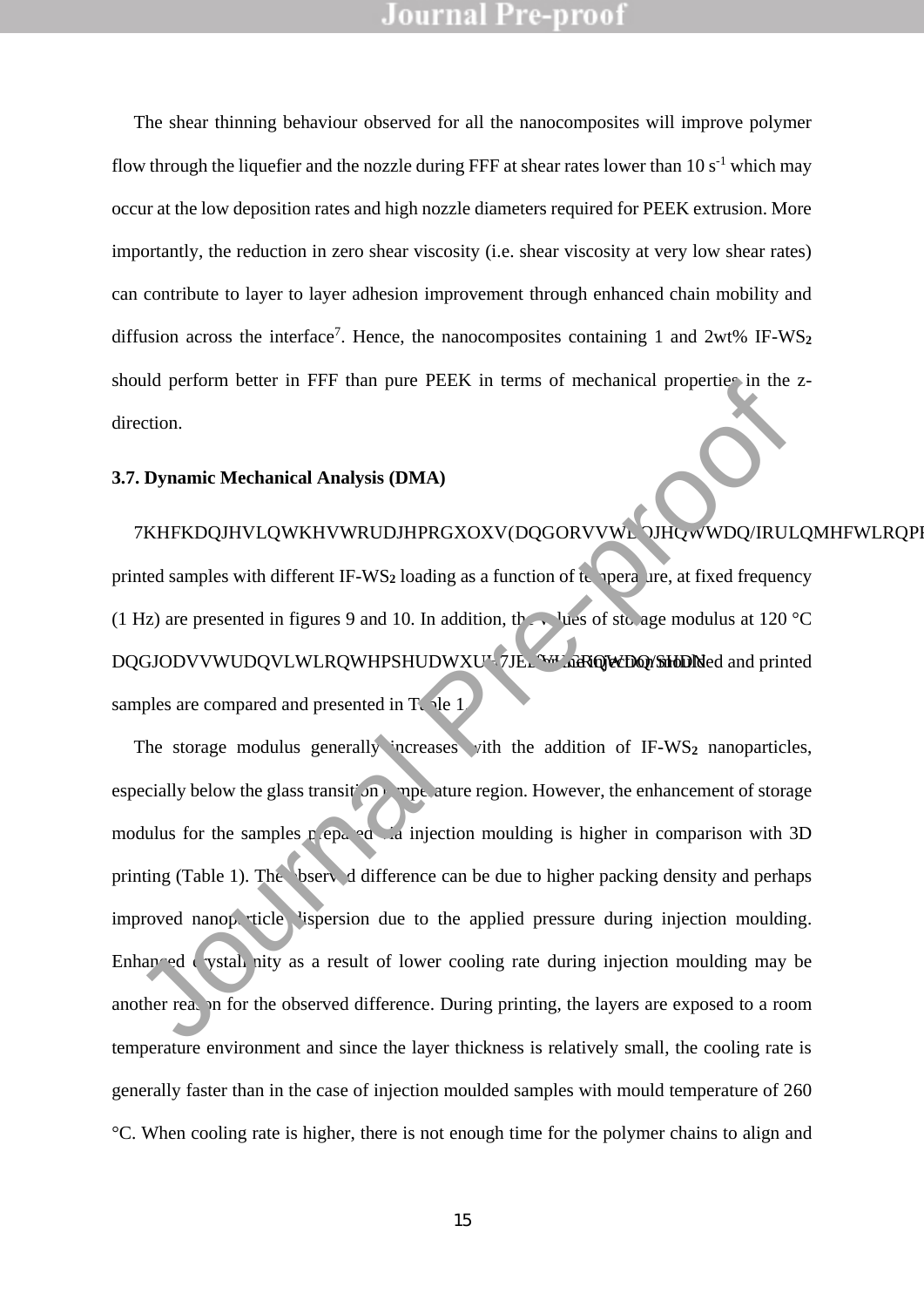The shear thinning behaviour observed for all the nanocomposites will improve polymer flow through the liquefier and the nozzle during FFF at shear rates lower than 10 $s^{-1}$ which may occur at the low deposition rates and high nozzle diameters required for PEEK extrusion. More importantly, the reduction in zero shear viscosity (i.e. shear viscosity at very low shear rates) can contribute to layer to layer adhesion improvement through enhanced chain mobility and diffusion across the interface[7]. Hence, the nanocomposites containing 1 and 2wt% IF-$WS_2$ should perform better in FFF than pure PEEK in terms of mechanical properties in the z-direction.

### 3.7. Dynamic Mechanical Analysis (DMA)

7KHFKDQJHVLQWKHVWRUDJHPRGXOXV(DQGORVVWDQJHQWWDQ/IRULQMHFWLRQPR printed samples with different IF-$WS_2$ loading as a function of temperature, at fixed frequency (1 Hz) are presented in figures 9 and 10. In addition, the values of storage modulus at 120 °C DQGJODVVWUDQVLWLRQWHPSHUDWXUH7JEHWZHHQ injection moulded and printed samples are compared and presented in Table 1.

The storage modulus generally increases with the addition of IF-$WS_2$ nanoparticles, especially below the glass transition temperature region. However, the enhancement of storage modulus for the samples prepared via injection moulding is higher in comparison with 3D printing (Table 1). The observed difference can be due to higher packing density and perhaps improved nanoparticle dispersion due to the applied pressure during injection moulding. Enhanced crystallinity as a result of lower cooling rate during injection moulding may be another reason for the observed difference. During printing, the layers are exposed to a room temperature environment and since the layer thickness is relatively small, the cooling rate is generally faster than in the case of injection moulded samples with mould temperature of 260 °C. When cooling rate is higher, there is not enough time for the polymer chains to align and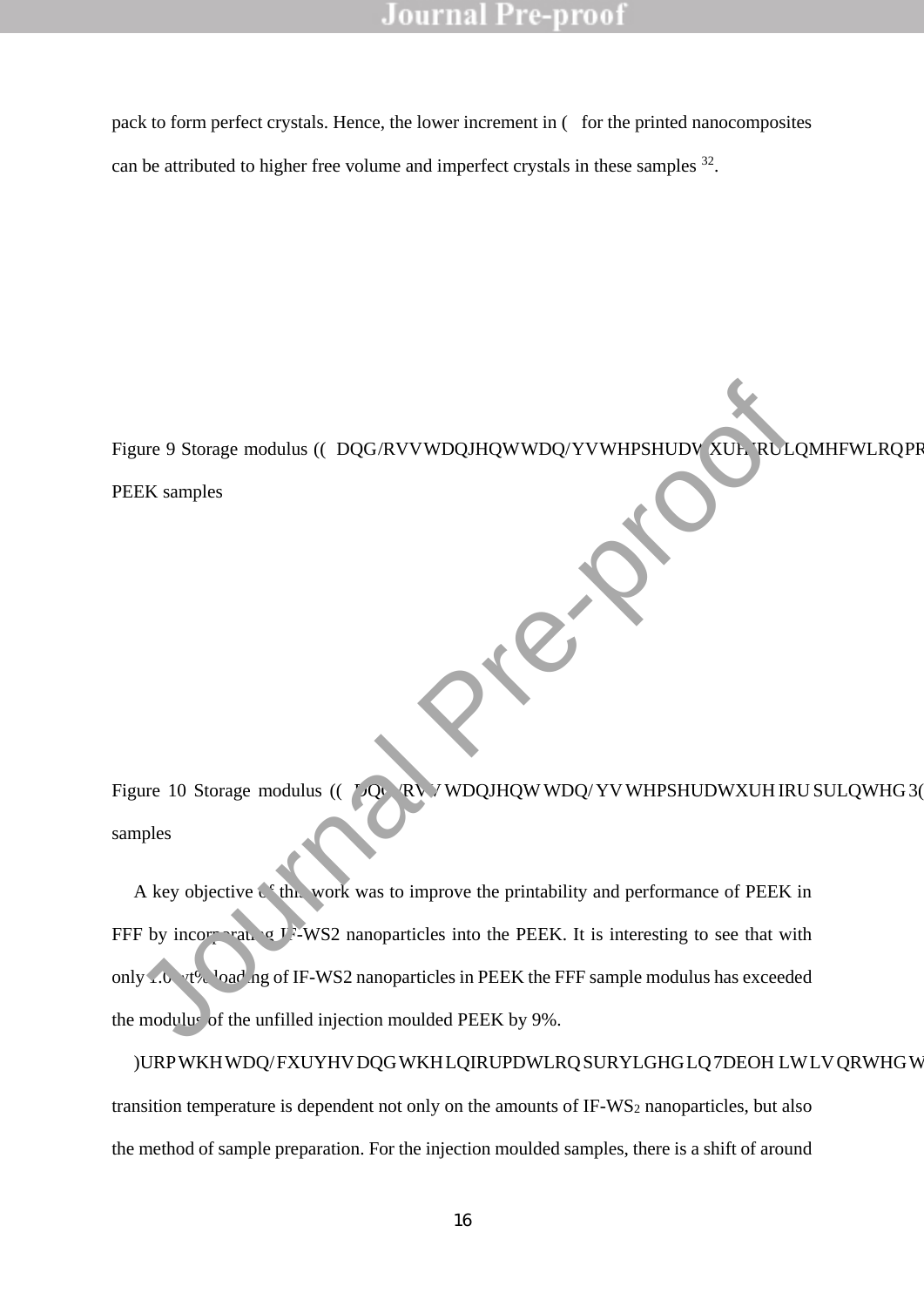pack to form perfect crystals. Hence, the lower increment in E′ for the printed nanocomposites can be attributed to higher free volume and imperfect crystals in these samples [32].

Figure 9 Storage modulus (E′) and Loss tangent tan δ vs temperature for injection mo

PEEK samples

Figure 10 Storage modulus (E′) and Loss tangent tan δ vs temperature for printed PE

samples

A key objective of this work was to improve the printability and performance of PEEK in FFF by incorporating IF-WS2 nanoparticles into the PEEK. It is interesting to see that with only 1.0 wt% loading of IF-WS2 nanoparticles in PEEK the FFF sample modulus has exceeded the modulus of the unfilled injection moulded PEEK by 9%.

From the tan δ curves and the information provided in Table it is noted t

transition temperature is dependent not only on the amounts of IF-$WS_2$ nanoparticles, but also the method of sample preparation. For the injection moulded samples, there is a shift of around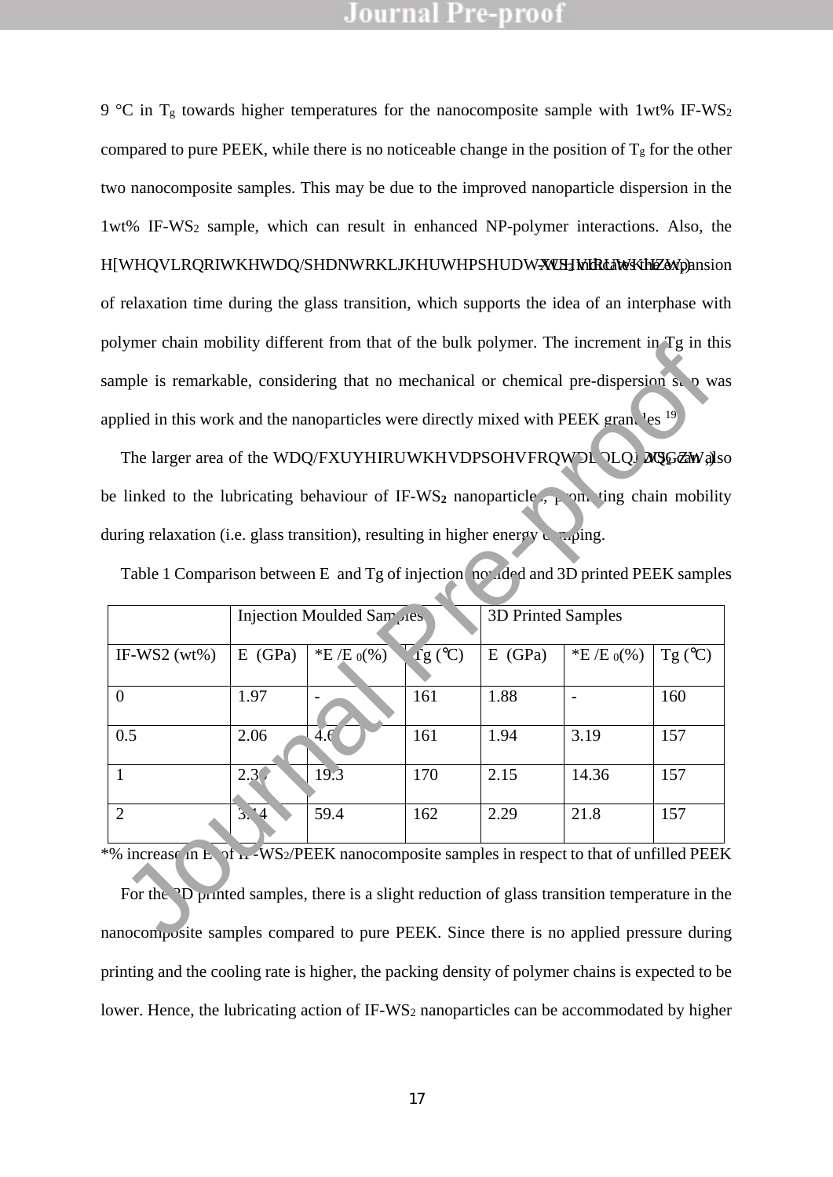9 °C in $T_g$ towards higher temperatures for the nanocomposite sample with 1wt% IF-$WS_2$ compared to pure PEEK, while there is no noticeable change in the position of $T_g$ for the other two nanocomposite samples. This may be due to the improved nanoparticle dispersion in the 1wt% IF-$WS_2$ sample, which can result in enhanced NP-polymer interactions. Also, the H[WHQVLRQRIWKHWDQ/SHDNWRKLJKHUWHPSHUDWXUHVIRU1wt% IF-$WS_2$ indicates the expansion of relaxation time during the glass transition, which supports the idea of an interphase with polymer chain mobility different from that of the bulk polymer. The increment in Tg in this sample is remarkable, considering that no mechanical or chemical pre-dispersion step was applied in this work and the nanoparticles were directly mixed with PEEK granules [19].

The larger area of the WDQ/FXUYHIRUWKHVDPSOHVFRQWDLQLQJ 2wt% can also be linked to the lubricating behaviour of IF-$WS_2$ nanoparticles, promoting chain mobility during relaxation (i.e. glass transition), resulting in higher energy damping.

Table 1 Comparison between E and Tg of injection moulded and 3D printed PEEK samples

| | Injection Moulded Samples | | | 3D Printed Samples | | |
|---|---|---|---|---|---|---|
| IF-WS2 (wt%) | E (GPa) | *E /E $_0$(%) | Tg (℃) | E (GPa) | *E /E $_0$(%) | Tg (℃) |
| 0 | 1.97 | - | 161 | 1.88 | - | 160 |
| 0.5 | 2.06 | 4.6 | 161 | 1.94 | 3.19 | 157 |
| 1 | 2.35 | 19.3 | 170 | 2.15 | 14.36 | 157 |
| 2 | 3.14 | 59.4 | 162 | 2.29 | 21.8 | 157 |

*% increase in E of IF-$WS_2$/PEEK nanocomposite samples in respect to that of unfilled PEEK

For the 3D printed samples, there is a slight reduction of glass transition temperature in the nanocomposite samples compared to pure PEEK. Since there is no applied pressure during printing and the cooling rate is higher, the packing density of polymer chains is expected to be lower. Hence, the lubricating action of IF-$WS_2$ nanoparticles can be accommodated by higher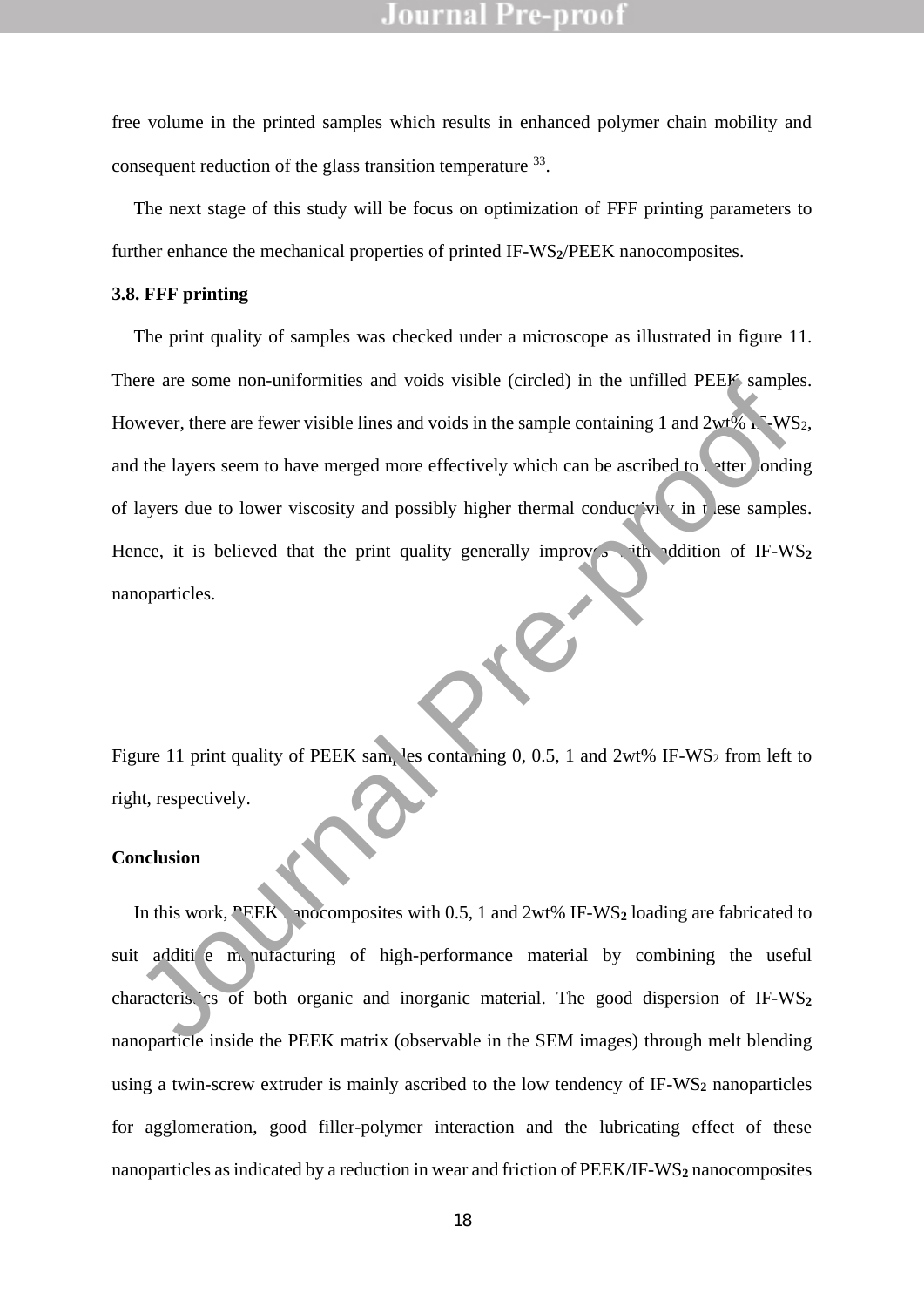free volume in the printed samples which results in enhanced polymer chain mobility and consequent reduction of the glass transition temperature [33].

The next stage of this study will be focus on optimization of FFF printing parameters to further enhance the mechanical properties of printed IF-$WS_2$/PEEK nanocomposites.

### 3.8. FFF printing

The print quality of samples was checked under a microscope as illustrated in figure 11. There are some non-uniformities and voids visible (circled) in the unfilled PEEK samples. However, there are fewer visible lines and voids in the sample containing 1 and 2wt% IF-$WS_2$, and the layers seem to have merged more effectively which can be ascribed to better bonding of layers due to lower viscosity and possibly higher thermal conductivity in these samples. Hence, it is believed that the print quality generally improves with addition of IF-$WS_2$ nanoparticles.

Figure 11 print quality of PEEK samples containing 0, 0.5, 1 and 2wt% IF-$WS_2$ from left to right, respectively.

## Conclusion

In this work, PEEK nanocomposites with 0.5, 1 and 2wt% IF-$WS_2$ loading are fabricated to suit additive manufacturing of high-performance material by combining the useful characteristics of both organic and inorganic material. The good dispersion of IF-$WS_2$ nanoparticle inside the PEEK matrix (observable in the SEM images) through melt blending using a twin-screw extruder is mainly ascribed to the low tendency of IF-$WS_2$ nanoparticles for agglomeration, good filler-polymer interaction and the lubricating effect of these nanoparticles as indicated by a reduction in wear and friction of PEEK/IF-$WS_2$ nanocomposites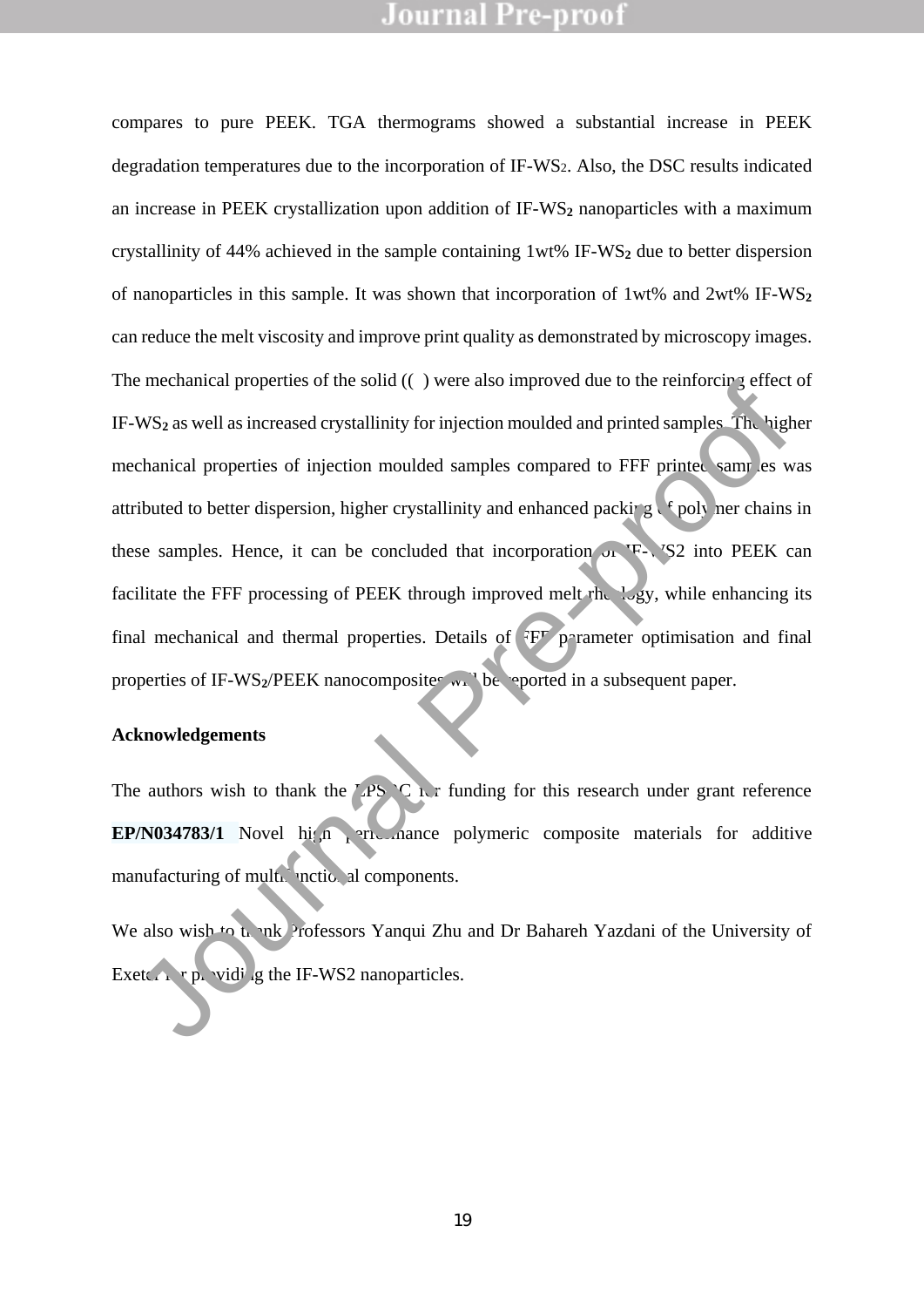compares to pure PEEK. TGA thermograms showed a substantial increase in PEEK degradation temperatures due to the incorporation of IF-$WS_2$. Also, the DSC results indicated an increase in PEEK crystallization upon addition of IF-$WS_2$ nanoparticles with a maximum crystallinity of 44% achieved in the sample containing 1wt% IF-$WS_2$ due to better dispersion of nanoparticles in this sample. It was shown that incorporation of 1wt% and 2wt% IF-$WS_2$ can reduce the melt viscosity and improve print quality as demonstrated by microscopy images. The mechanical properties of the solid (( ) were also improved due to the reinforcing effect of IF-$WS_2$ as well as increased crystallinity for injection moulded and printed samples. The higher mechanical properties of injection moulded samples compared to FFF printed samples was attributed to better dispersion, higher crystallinity and enhanced packing of polymer chains in these samples. Hence, it can be concluded that incorporation of IF-WS2 into PEEK can facilitate the FFF processing of PEEK through improved melt rheology, while enhancing its final mechanical and thermal properties. Details of FFF parameter optimisation and final properties of IF-$WS_2$/PEEK nanocomposites will be reported in a subsequent paper.

**Acknowledgements**

The authors wish to thank the EPSRC for funding for this research under grant reference **EP/N034783/1** Novel high performance polymeric composite materials for additive manufacturing of multifunctional components.

We also wish to thank Professors Yanqui Zhu and Dr Bahareh Yazdani of the University of Exeter for providing the IF-WS2 nanoparticles.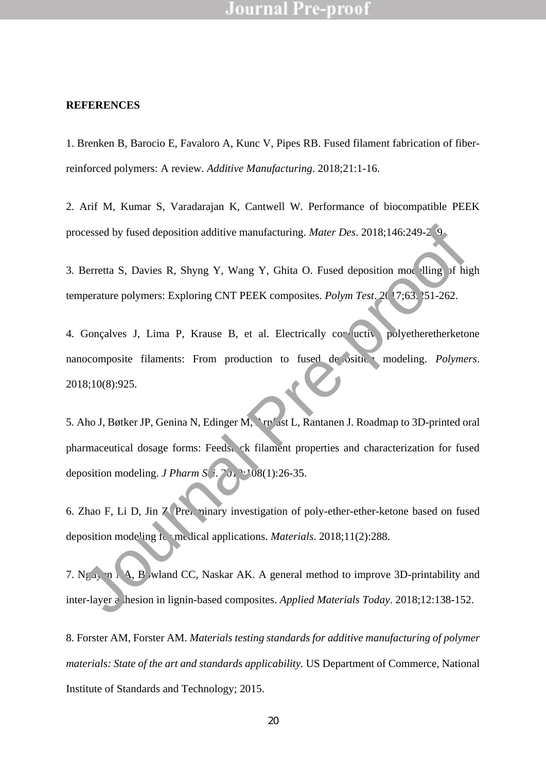**REFERENCES**

1. Brenken B, Barocio E, Favaloro A, Kunc V, Pipes RB. Fused filament fabrication of fiber-reinforced polymers: A review. *Additive Manufacturing*. 2018;21:1-16.

2. Arif M, Kumar S, Varadarajan K, Cantwell W. Performance of biocompatible PEEK processed by fused deposition additive manufacturing. *Mater Des*. 2018;146:249-259.

3. Berretta S, Davies R, Shyng Y, Wang Y, Ghita O. Fused deposition modelling of high temperature polymers: Exploring CNT PEEK composites. *Polym Test*. 2017;63:251-262.

4. Gonçalves J, Lima P, Krause B, et al. Electrically conductive polyetheretherketone nanocomposite filaments: From production to fused deposition modeling. *Polymers*. 2018;10(8):925.

5. Aho J, Bøtker JP, Genina N, Edinger M, Arnfast L, Rantanen J. Roadmap to 3D-printed oral pharmaceutical dosage forms: Feedstock filament properties and characterization for fused deposition modeling. *J Pharm Sci*. 2019;108(1):26-35.

6. Zhao F, Li D, Jin Z. Preliminary investigation of poly-ether-ether-ketone based on fused deposition modeling for medical applications. *Materials*. 2018;11(2):288.

7. Nguyen NA, Bowland CC, Naskar AK. A general method to improve 3D-printability and inter-layer adhesion in lignin-based composites. *Applied Materials Today*. 2018;12:138-152.

8. Forster AM, Forster AM. *Materials testing standards for additive manufacturing of polymer materials: State of the art and standards applicability.* US Department of Commerce, National Institute of Standards and Technology; 2015.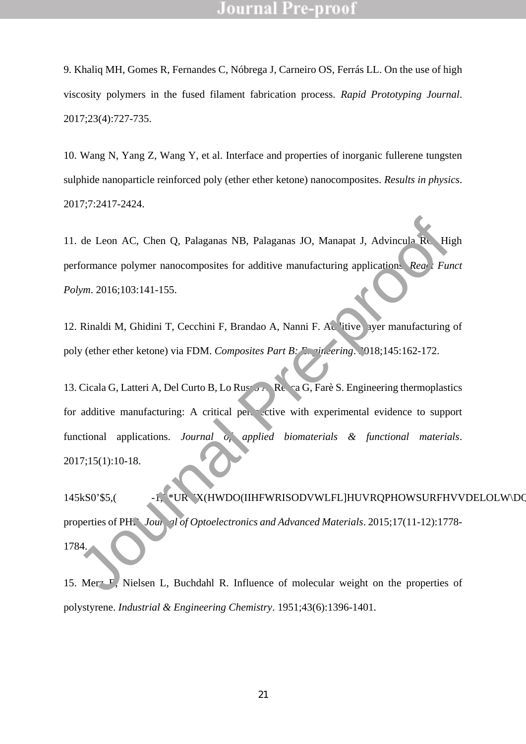9. Khaliq MH, Gomes R, Fernandes C, Nóbrega J, Carneiro OS, Ferrás LL. On the use of high viscosity polymers in the fused filament fabrication process. *Rapid Prototyping Journal*. 2017;23(4):727-735.

10. Wang N, Yang Z, Wang Y, et al. Interface and properties of inorganic fullerene tungsten sulphide nanoparticle reinforced poly (ether ether ketone) nanocomposites. *Results in physics*. 2017;7:2417-2424.

11. de Leon AC, Chen Q, Palaganas NB, Palaganas JO, Manapat J, Advincula RC. High performance polymer nanocomposites for additive manufacturing applications. *React Funct Polym*. 2016;103:141-155.

12. Rinaldi M, Ghidini T, Cecchini F, Brandao A, Nanni F. Additive layer manufacturing of poly (ether ether ketone) via FDM. *Composites Part B: Engineering*. 2018;145:162-172.

13. Cicala G, Latteri A, Del Curto B, Lo Russo A, Recca G, Farè S. Engineering thermoplastics for additive manufacturing: A critical perspective with experimental evidence to support functional applications. *Journal of applied biomaterials & functional materials*. 2017;15(1):10-18.

145kS0'$5,( -1, *URX X(HWDO(IIHFWRISODVWLFL]HUVRQPHOWSURFHVVDELOLW\DQ properties of PHA. *Journal of Optoelectronics and Advanced Materials*. 2015;17(11-12):1778-1784.

15. Merz E, Nielsen L, Buchdahl R. Influence of molecular weight on the properties of polystyrene. *Industrial & Engineering Chemistry*. 1951;43(6):1396-1401.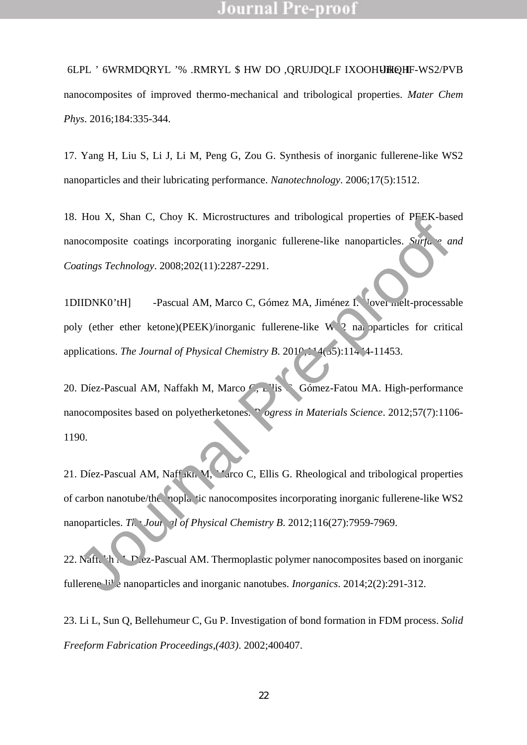16. Simić D, Stojanović DB, Kojović A, et al. Inorganic fullerene-like IF-WS2/PVB nanocomposites of improved thermo-mechanical and tribological properties. *Mater Chem Phys*. 2016;184:335-344.

17. Yang H, Liu S, Li J, Li M, Peng G, Zou G. Synthesis of inorganic fullerene-like WS2 nanoparticles and their lubricating performance. *Nanotechnology*. 2006;17(5):1512.

18. Hou X, Shan C, Choy K. Microstructures and tribological properties of PEEK-based nanocomposite coatings incorporating inorganic fullerene-like nanoparticles. *Surface and Coatings Technology*. 2008;202(11):2287-2291.

19. Naffakh M, Díez-Pascual AM, Marco C, Gómez MA, Jiménez I. Novel melt-processable poly (ether ether ketone)(PEEK)/inorganic fullerene-like WS2 nanoparticles for critical applications. *The Journal of Physical Chemistry B*. 2010;114(35):11444-11453.

20. Díez-Pascual AM, Naffakh M, Marco C, Ellis G, Gómez-Fatou MA. High-performance nanocomposites based on polyetherketones. *Progress in Materials Science*. 2012;57(7):1106-1190.

21. Díez-Pascual AM, Naffakh M, Marco C, Ellis G. Rheological and tribological properties of carbon nanotube/thermoplastic nanocomposites incorporating inorganic fullerene-like WS2 nanoparticles. *The Journal of Physical Chemistry B*. 2012;116(27):7959-7969.

22. Naffakh M, Díez-Pascual AM. Thermoplastic polymer nanocomposites based on inorganic fullerene-like nanoparticles and inorganic nanotubes. *Inorganics*. 2014;2(2):291-312.

23. Li L, Sun Q, Bellehumeur C, Gu P. Investigation of bond formation in FDM process. *Solid Freeform Fabrication Proceedings,(403)*. 2002;400407.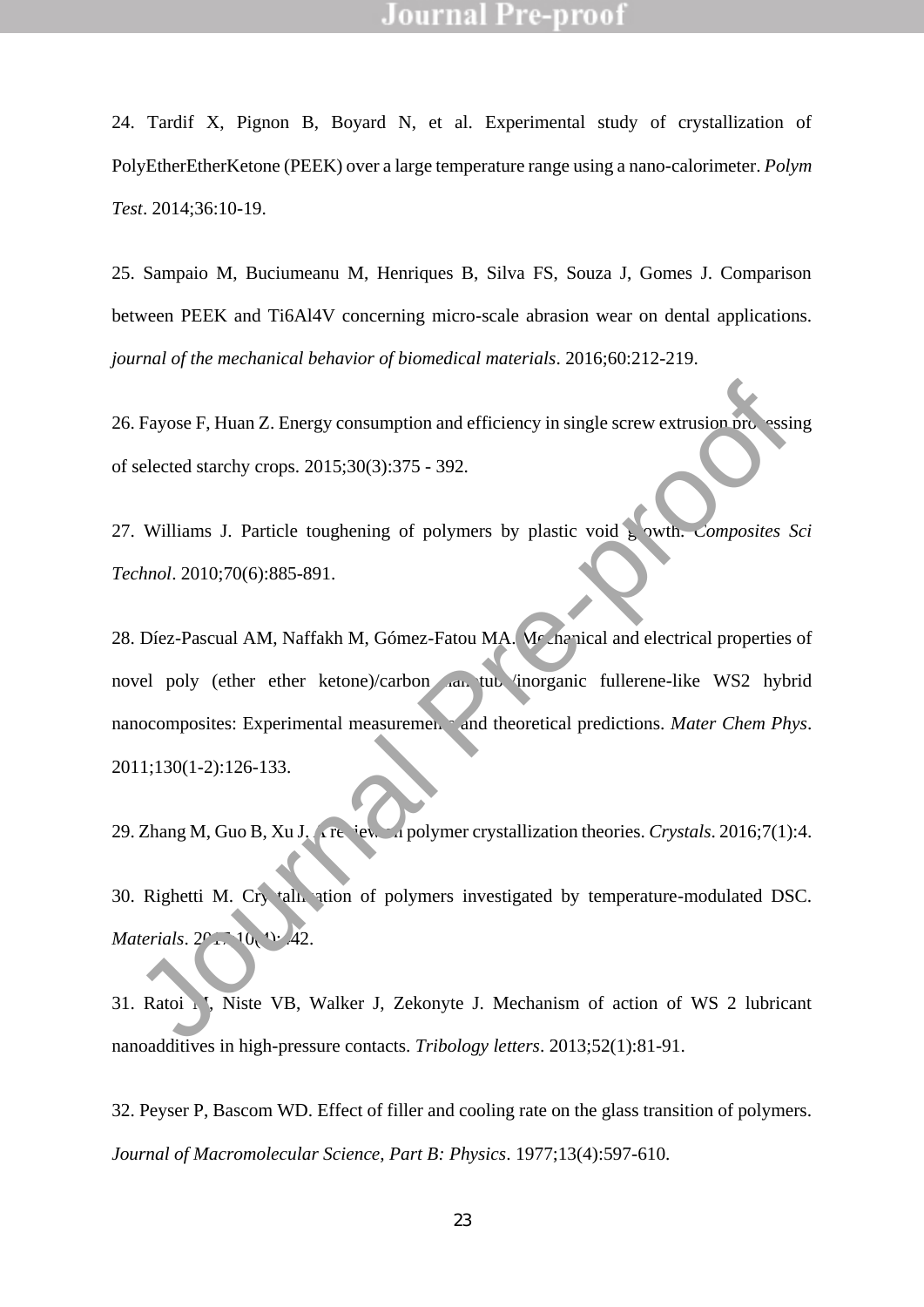24. Tardif X, Pignon B, Boyard N, et al. Experimental study of crystallization of PolyEtherEtherKetone (PEEK) over a large temperature range using a nano-calorimeter. *Polym Test*. 2014;36:10-19.

25. Sampaio M, Buciumeanu M, Henriques B, Silva FS, Souza J, Gomes J. Comparison between PEEK and Ti6Al4V concerning micro-scale abrasion wear on dental applications. *journal of the mechanical behavior of biomedical materials*. 2016;60:212-219.

26. Fayose F, Huan Z. Energy consumption and efficiency in single screw extrusion processing of selected starchy crops. 2015;30(3):375 - 392.

27. Williams J. Particle toughening of polymers by plastic void growth. *Composites Sci Technol*. 2010;70(6):885-891.

28. Díez-Pascual AM, Naffakh M, Gómez-Fatou MA. Mechanical and electrical properties of novel poly (ether ether ketone)/carbon nanotube/inorganic fullerene-like WS2 hybrid nanocomposites: Experimental measurements and theoretical predictions. *Mater Chem Phys*. 2011;130(1-2):126-133.

29. Zhang M, Guo B, Xu J. A review on polymer crystallization theories. *Crystals*. 2016;7(1):4.

30. Righetti M. Crystallization of polymers investigated by temperature-modulated DSC. *Materials*. 2017;10(4):442.

31. Ratoi M, Niste VB, Walker J, Zekonyte J. Mechanism of action of WS 2 lubricant nanoadditives in high-pressure contacts. *Tribology letters*. 2013;52(1):81-91.

32. Peyser P, Bascom WD. Effect of filler and cooling rate on the glass transition of polymers. *Journal of Macromolecular Science, Part B: Physics*. 1977;13(4):597-610.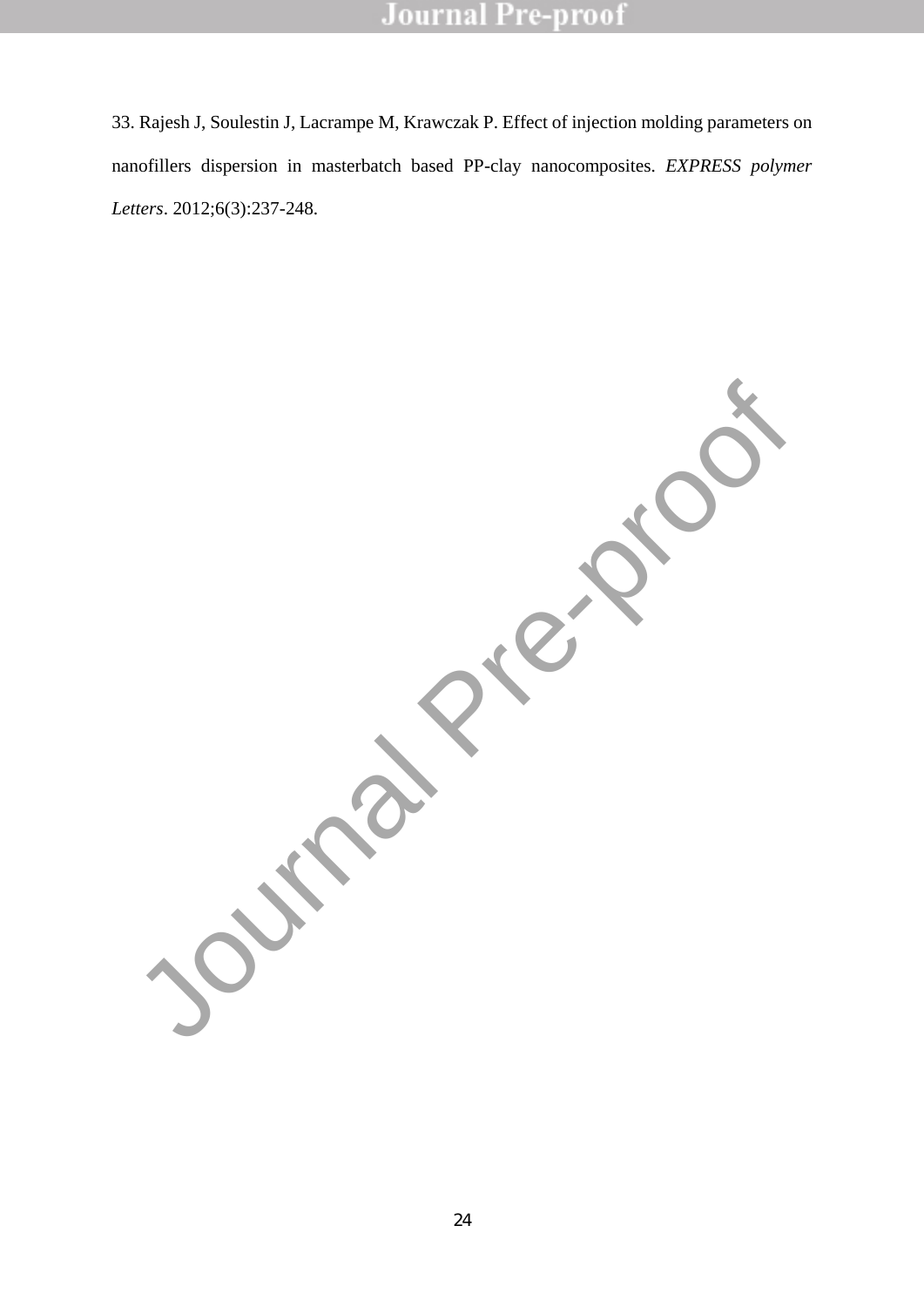33. Rajesh J, Soulestin J, Lacrampe M, Krawczak P. Effect of injection molding parameters on nanofillers dispersion in masterbatch based PP-clay nanocomposites. *EXPRESS polymer Letters*. 2012;6(3):237-248.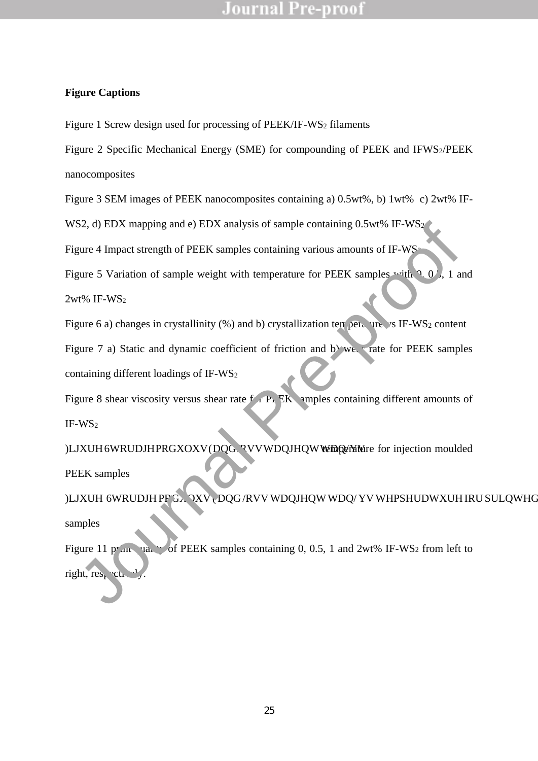**Figure Captions**

Figure 1 Screw design used for processing of PEEK/IF-$WS_2$ filaments

Figure 2 Specific Mechanical Energy (SME) for compounding of PEEK and IF$WS_2$/PEEK nanocomposites

Figure 3 SEM images of PEEK nanocomposites containing a) 0.5wt%, b) 1wt% c) 2wt% IF-WS2, d) EDX mapping and e) EDX analysis of sample containing 0.5wt% IF-$WS_2$

Figure 4 Impact strength of PEEK samples containing various amounts of IF-$WS_2$

Figure 5 Variation of sample weight with temperature for PEEK samples with 0, 0.5, 1 and 2wt% IF-$WS_2$

Figure 6 a) changes in crystallinity (%) and b) crystallization temperature vs IF-$WS_2$ content

Figure 7 a) Static and dynamic coefficient of friction and b) wear rate for PEEK samples containing different loadings of IF-$WS_2$

Figure 8 shear viscosity versus shear rate for PEEK samples containing different amounts of IF-$WS_2$

Figure 9 Storage modulus E and Loss tangent tan δ vs temperature for injection moulded PEEK samples

Figure 10 Storage modulus E and Loss tangent tan δ vs temperature for printed samples

Figure 11 print quality of PEEK samples containing 0, 0.5, 1 and 2wt% IF-$WS_2$ from left to right, respectively.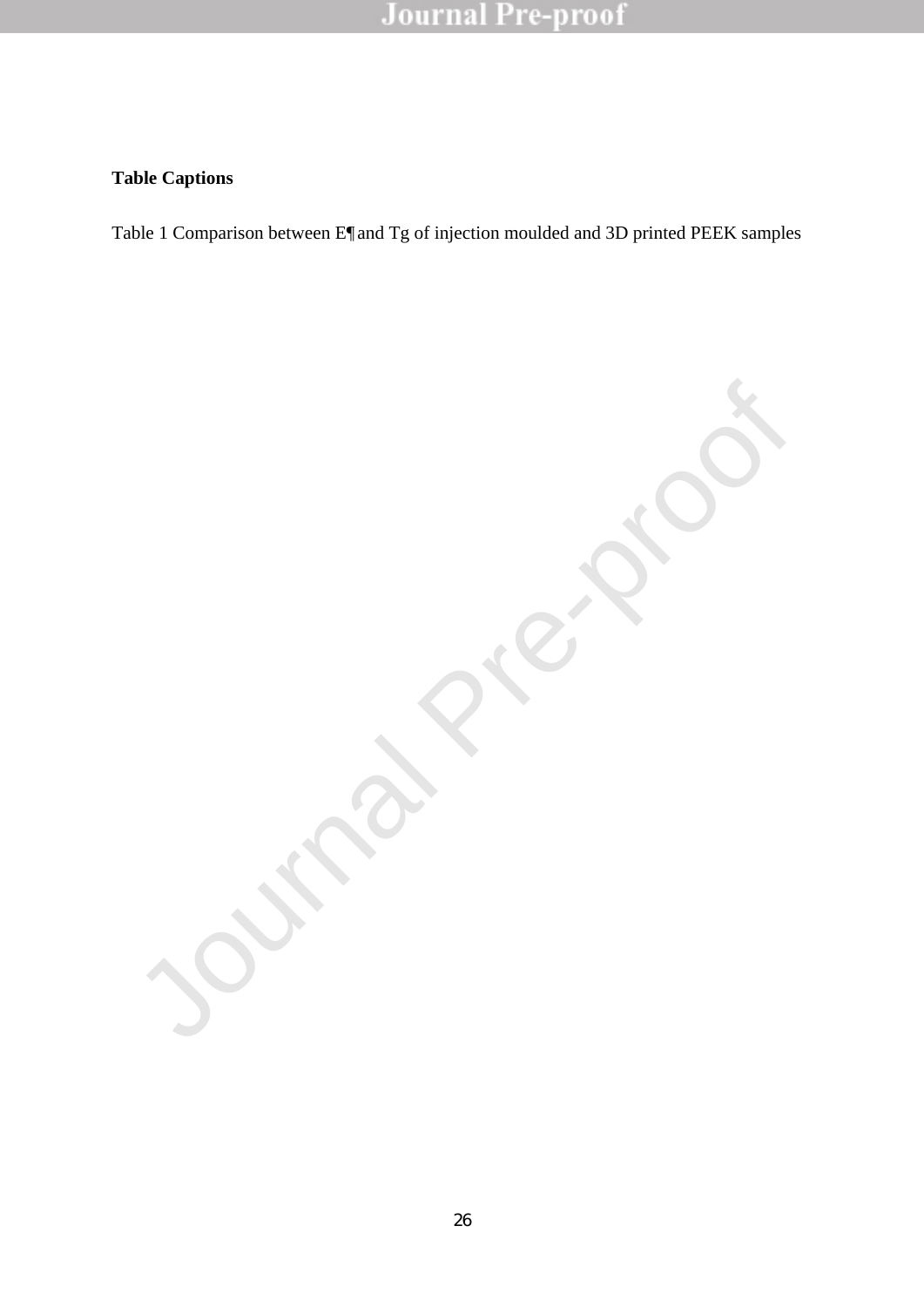**Table Captions**

Table 1 Comparison between E¶ and Tg of injection moulded and 3D printed PEEK samples